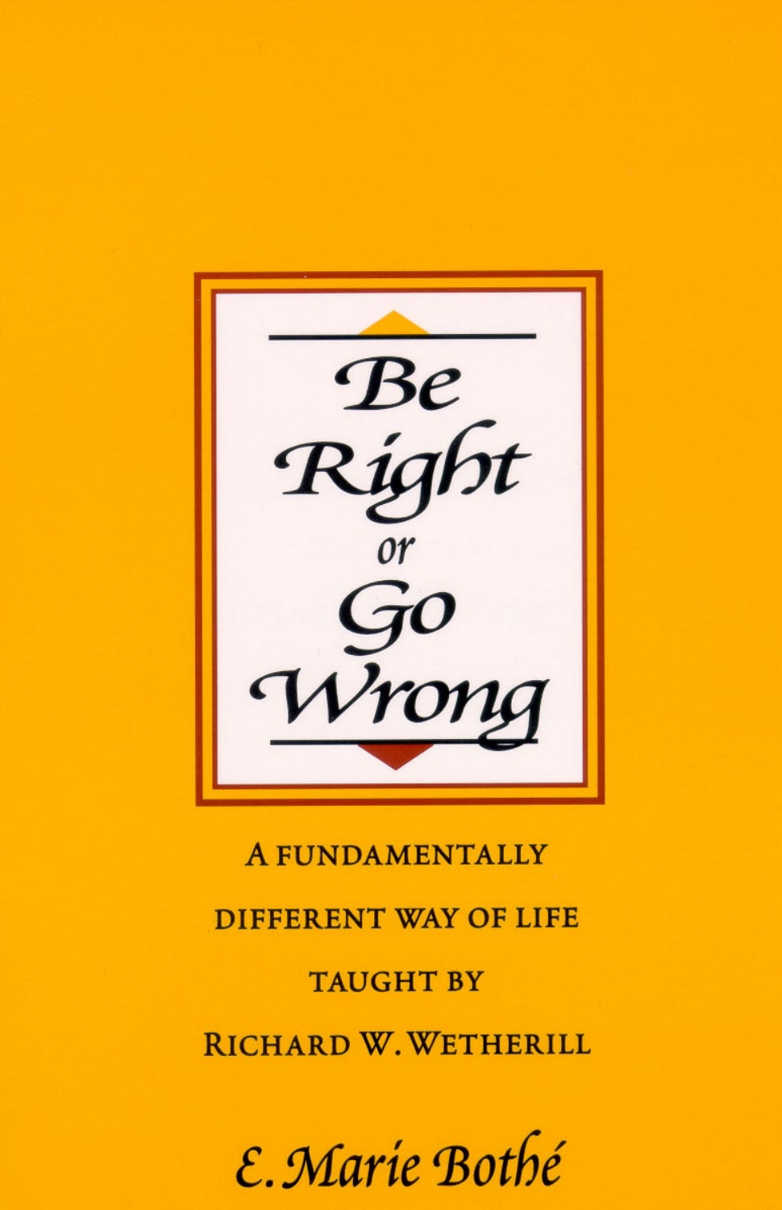# Be Right or Go Wrong

A FUNDAMENTALLY DIFFERENT WAY OF LIFE TAUGHT BY RICHARD W. WETHERILL

E. Marie Bothé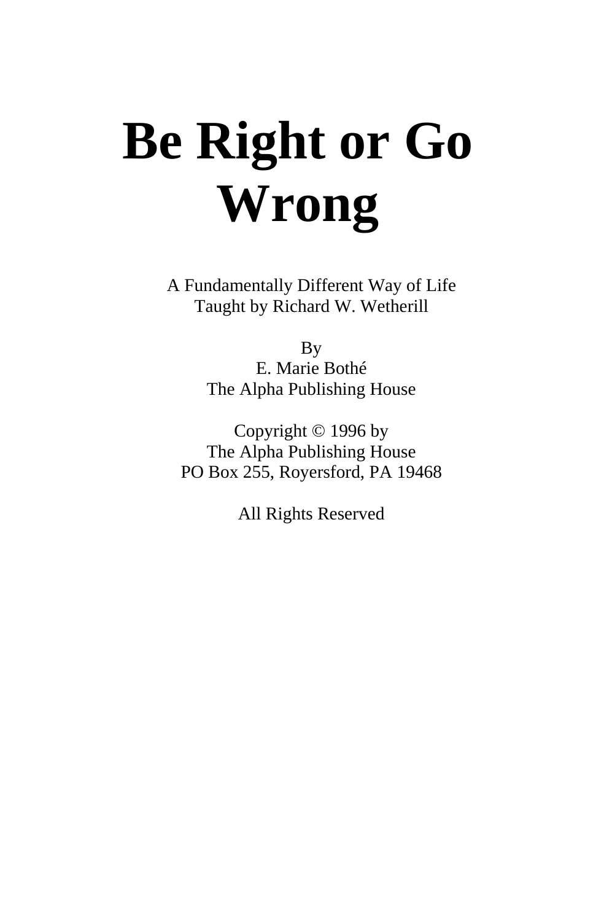# Be Right or Go Wrong

A Fundamentally Different Way of Life
Taught by Richard W. Wetherill

By
E. Marie Bothé
The Alpha Publishing House

Copyright © 1996 by
The Alpha Publishing House
PO Box 255, Royersford, PA 19468

All Rights Reserved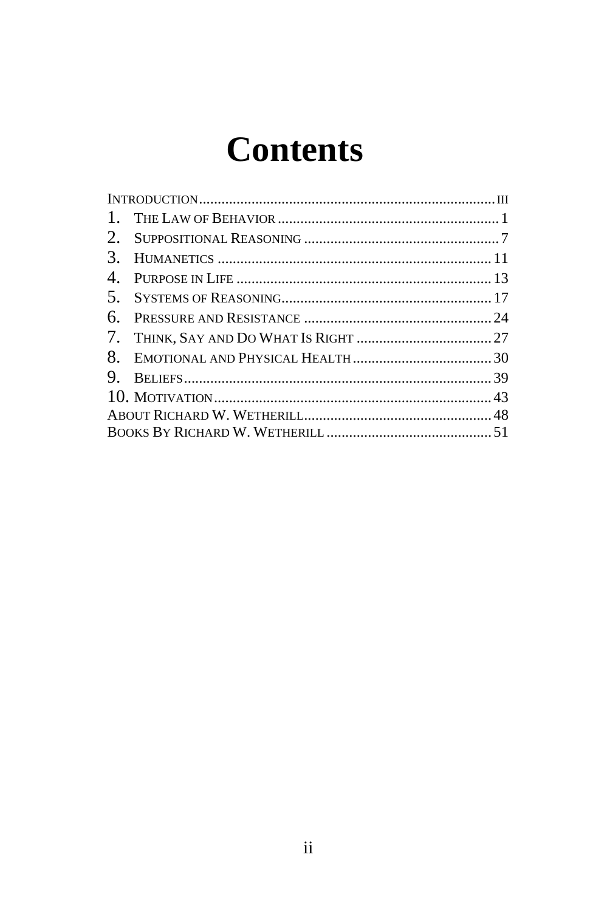# Contents

- Introduction ... iii
- 1. The Law of Behavior ... 1
- 2. Suppositional Reasoning ... 7
- 3. Humanetics ... 11
- 4. Purpose in Life ... 13
- 5. Systems of Reasoning ... 17
- 6. Pressure and Resistance ... 24
- 7. Think, Say and Do What Is Right ... 27
- 8. Emotional and Physical Health ... 30
- 9. Beliefs ... 39
- 10. Motivation ... 43
- About Richard W. Wetherill ... 48
- Books By Richard W. Wetherill ... 51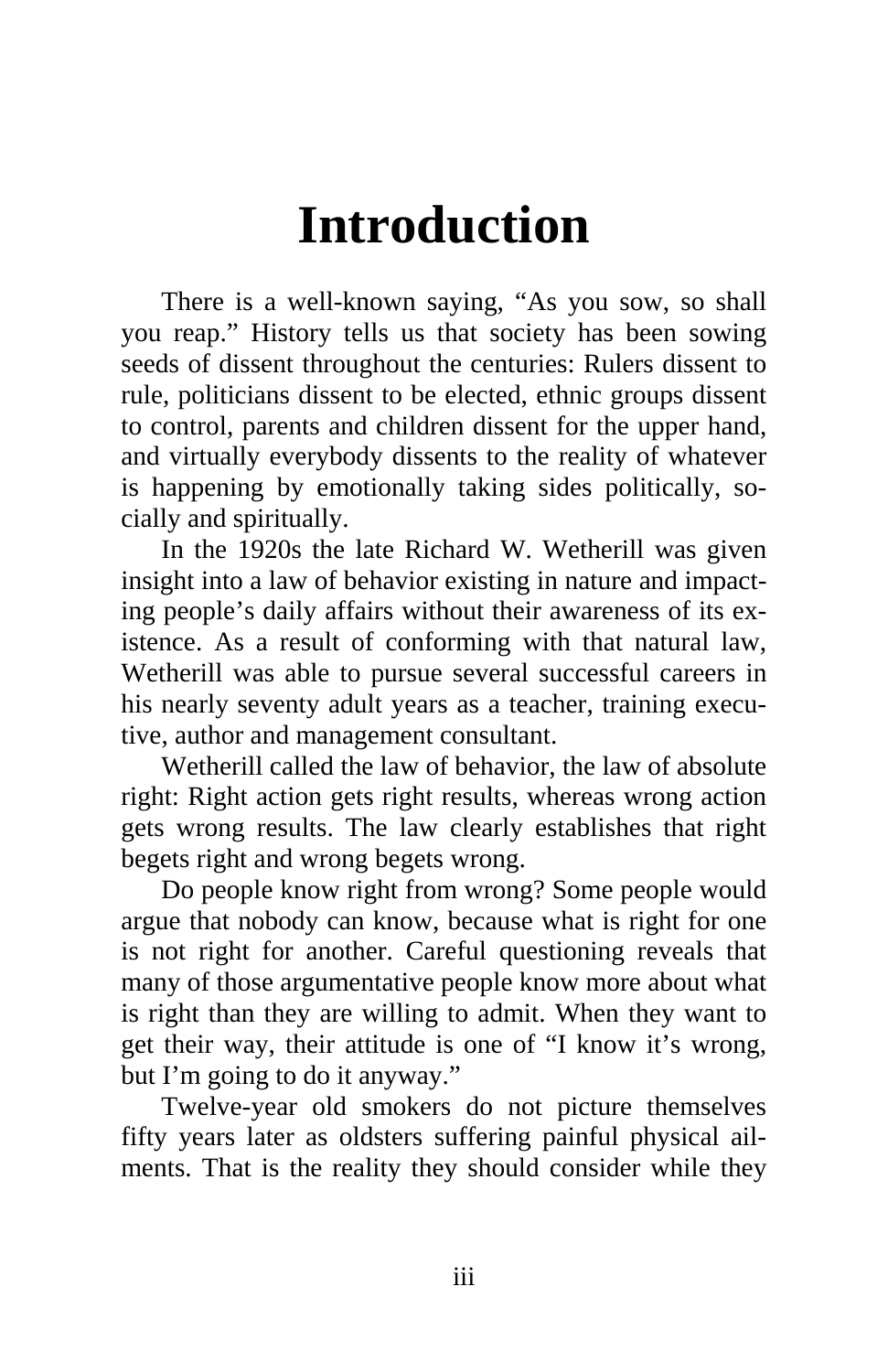# Introduction

There is a well-known saying, "As you sow, so shall you reap." History tells us that society has been sowing seeds of dissent throughout the centuries: Rulers dissent to rule, politicians dissent to be elected, ethnic groups dissent to control, parents and children dissent for the upper hand, and virtually everybody dissents to the reality of whatever is happening by emotionally taking sides politically, socially and spiritually.

In the 1920s the late Richard W. Wetherill was given insight into a law of behavior existing in nature and impacting people's daily affairs without their awareness of its existence. As a result of conforming with that natural law, Wetherill was able to pursue several successful careers in his nearly seventy adult years as a teacher, training executive, author and management consultant.

Wetherill called the law of behavior, the law of absolute right: Right action gets right results, whereas wrong action gets wrong results. The law clearly establishes that right begets right and wrong begets wrong.

Do people know right from wrong? Some people would argue that nobody can know, because what is right for one is not right for another. Careful questioning reveals that many of those argumentative people know more about what is right than they are willing to admit. When they want to get their way, their attitude is one of "I know it's wrong, but I'm going to do it anyway."

Twelve-year old smokers do not picture themselves fifty years later as oldsters suffering painful physical ailments. That is the reality they should consider while they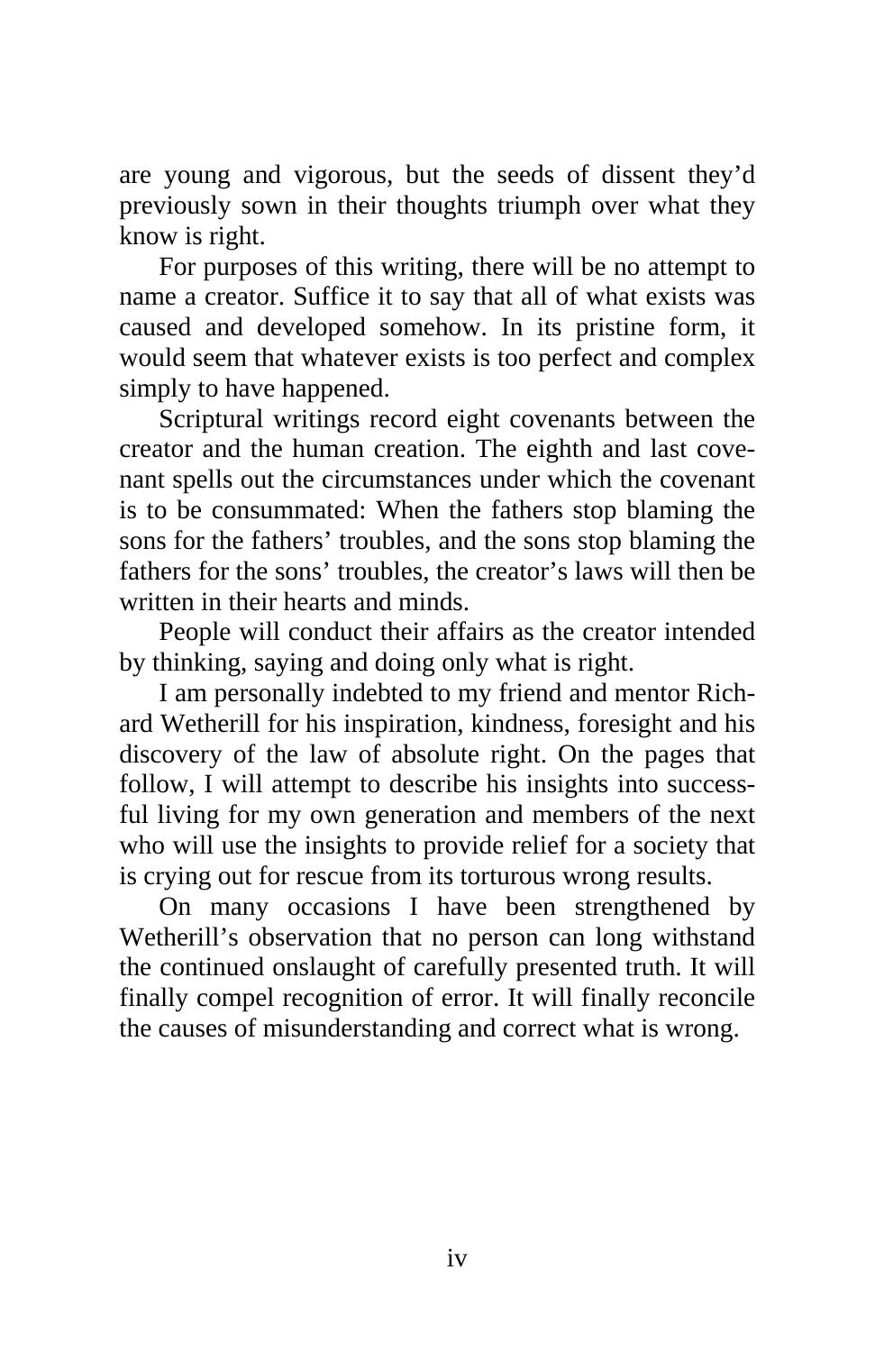are young and vigorous, but the seeds of dissent they'd previously sown in their thoughts triumph over what they know is right.

For purposes of this writing, there will be no attempt to name a creator. Suffice it to say that all of what exists was caused and developed somehow. In its pristine form, it would seem that whatever exists is too perfect and complex simply to have happened.

Scriptural writings record eight covenants between the creator and the human creation. The eighth and last covenant spells out the circumstances under which the covenant is to be consummated: When the fathers stop blaming the sons for the fathers' troubles, and the sons stop blaming the fathers for the sons' troubles, the creator's laws will then be written in their hearts and minds.

People will conduct their affairs as the creator intended by thinking, saying and doing only what is right.

I am personally indebted to my friend and mentor Richard Wetherill for his inspiration, kindness, foresight and his discovery of the law of absolute right. On the pages that follow, I will attempt to describe his insights into successful living for my own generation and members of the next who will use the insights to provide relief for a society that is crying out for rescue from its torturous wrong results.

On many occasions I have been strengthened by Wetherill's observation that no person can long withstand the continued onslaught of carefully presented truth. It will finally compel recognition of error. It will finally reconcile the causes of misunderstanding and correct what is wrong.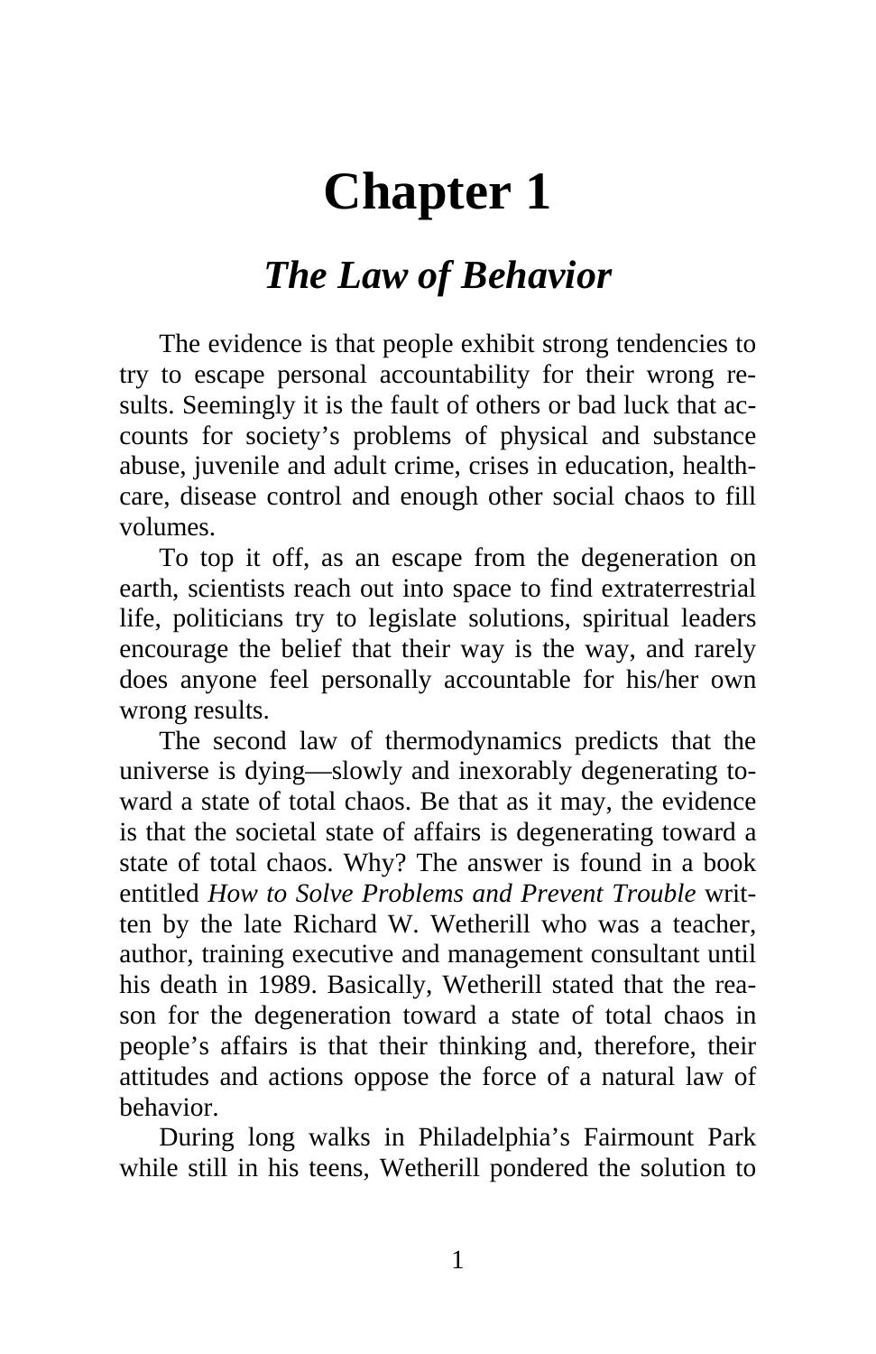# Chapter 1

## *The Law of Behavior*

The evidence is that people exhibit strong tendencies to try to escape personal accountability for their wrong results. Seemingly it is the fault of others or bad luck that accounts for society's problems of physical and substance abuse, juvenile and adult crime, crises in education, healthcare, disease control and enough other social chaos to fill volumes.

To top it off, as an escape from the degeneration on earth, scientists reach out into space to find extraterrestrial life, politicians try to legislate solutions, spiritual leaders encourage the belief that their way is the way, and rarely does anyone feel personally accountable for his/her own wrong results.

The second law of thermodynamics predicts that the universe is dying—slowly and inexorably degenerating toward a state of total chaos. Be that as it may, the evidence is that the societal state of affairs is degenerating toward a state of total chaos. Why? The answer is found in a book entitled *How to Solve Problems and Prevent Trouble* written by the late Richard W. Wetherill who was a teacher, author, training executive and management consultant until his death in 1989. Basically, Wetherill stated that the reason for the degeneration toward a state of total chaos in people's affairs is that their thinking and, therefore, their attitudes and actions oppose the force of a natural law of behavior.

During long walks in Philadelphia's Fairmount Park while still in his teens, Wetherill pondered the solution to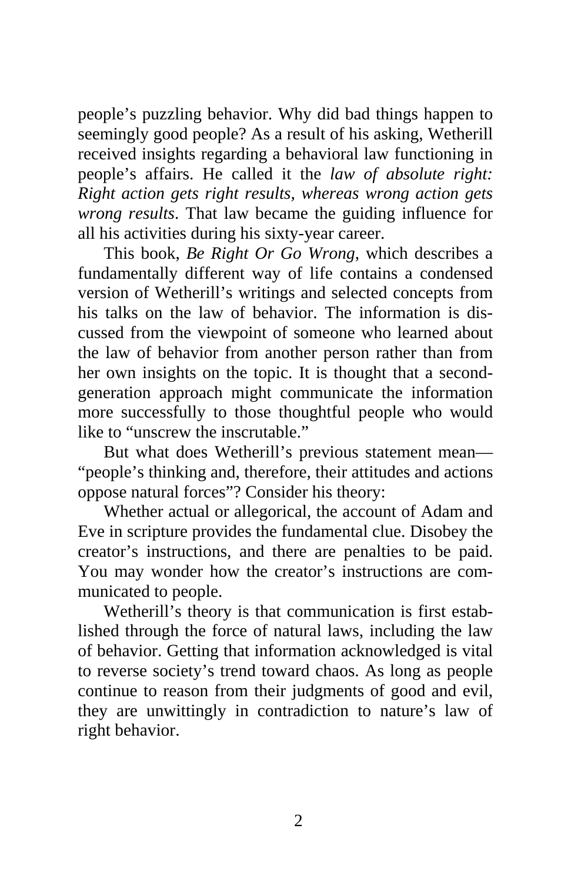people's puzzling behavior. Why did bad things happen to seemingly good people? As a result of his asking, Wetherill received insights regarding a behavioral law functioning in people's affairs. He called it the *law of absolute right: Right action gets right results, whereas wrong action gets wrong results*. That law became the guiding influence for all his activities during his sixty-year career.

This book, *Be Right Or Go Wrong*, which describes a fundamentally different way of life contains a condensed version of Wetherill's writings and selected concepts from his talks on the law of behavior. The information is discussed from the viewpoint of someone who learned about the law of behavior from another person rather than from her own insights on the topic. It is thought that a second-generation approach might communicate the information more successfully to those thoughtful people who would like to "unscrew the inscrutable."

But what does Wetherill's previous statement mean—"people's thinking and, therefore, their attitudes and actions oppose natural forces"? Consider his theory:

Whether actual or allegorical, the account of Adam and Eve in scripture provides the fundamental clue. Disobey the creator's instructions, and there are penalties to be paid. You may wonder how the creator's instructions are communicated to people.

Wetherill's theory is that communication is first established through the force of natural laws, including the law of behavior. Getting that information acknowledged is vital to reverse society's trend toward chaos. As long as people continue to reason from their judgments of good and evil, they are unwittingly in contradiction to nature's law of right behavior.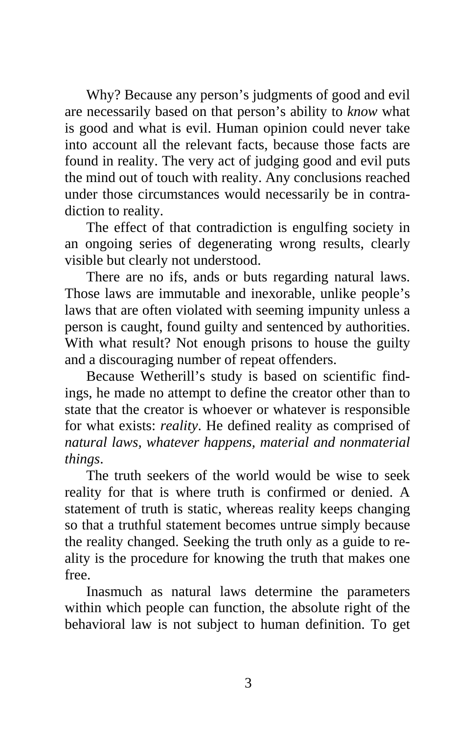Why? Because any person's judgments of good and evil are necessarily based on that person's ability to *know* what is good and what is evil. Human opinion could never take into account all the relevant facts, because those facts are found in reality. The very act of judging good and evil puts the mind out of touch with reality. Any conclusions reached under those circumstances would necessarily be in contradiction to reality.

The effect of that contradiction is engulfing society in an ongoing series of degenerating wrong results, clearly visible but clearly not understood.

There are no ifs, ands or buts regarding natural laws. Those laws are immutable and inexorable, unlike people's laws that are often violated with seeming impunity unless a person is caught, found guilty and sentenced by authorities. With what result? Not enough prisons to house the guilty and a discouraging number of repeat offenders.

Because Wetherill's study is based on scientific findings, he made no attempt to define the creator other than to state that the creator is whoever or whatever is responsible for what exists: *reality*. He defined reality as comprised of *natural laws, whatever happens, material and nonmaterial things*.

The truth seekers of the world would be wise to seek reality for that is where truth is confirmed or denied. A statement of truth is static, whereas reality keeps changing so that a truthful statement becomes untrue simply because the reality changed. Seeking the truth only as a guide to reality is the procedure for knowing the truth that makes one free.

Inasmuch as natural laws determine the parameters within which people can function, the absolute right of the behavioral law is not subject to human definition. To get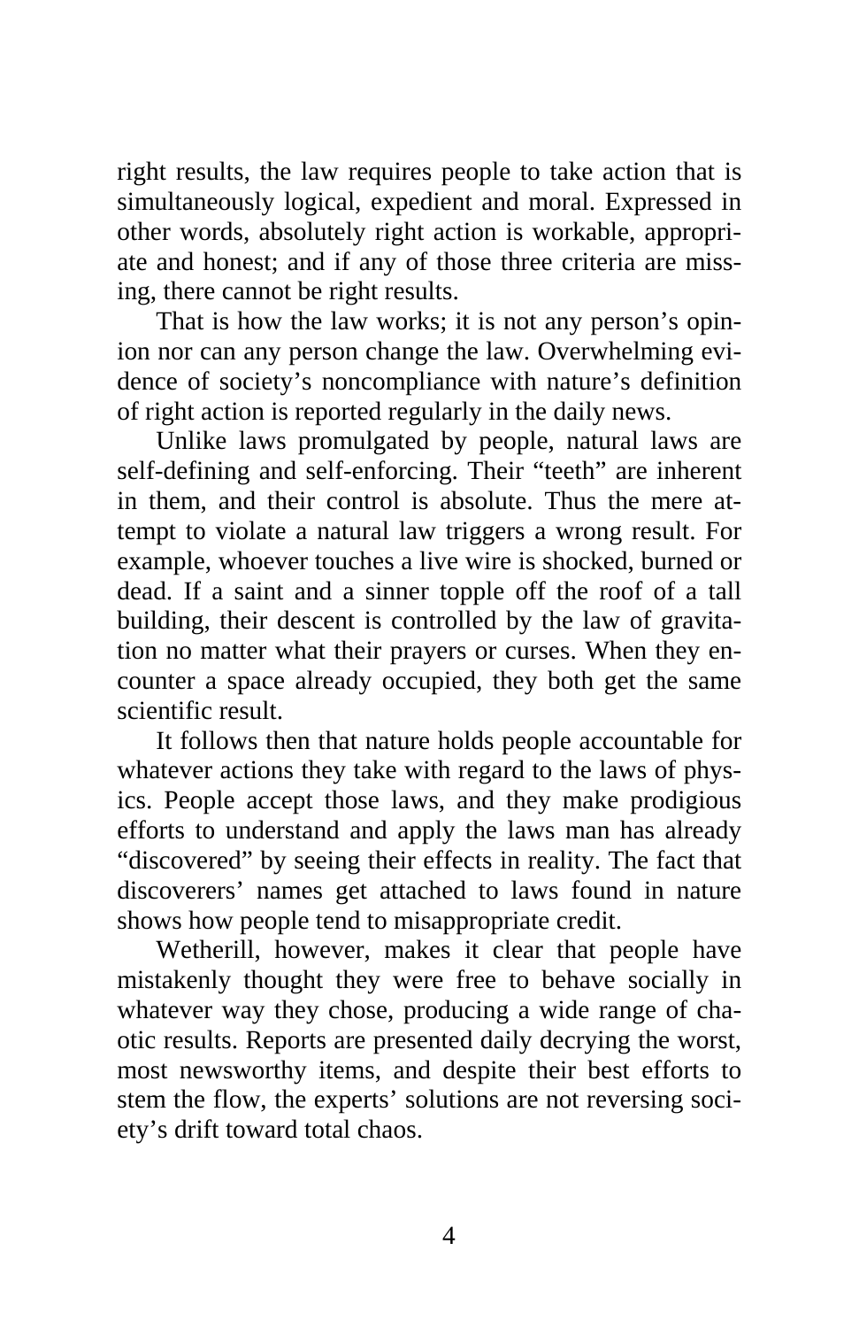right results, the law requires people to take action that is simultaneously logical, expedient and moral. Expressed in other words, absolutely right action is workable, appropriate and honest; and if any of those three criteria are missing, there cannot be right results.

That is how the law works; it is not any person's opinion nor can any person change the law. Overwhelming evidence of society's noncompliance with nature's definition of right action is reported regularly in the daily news.

Unlike laws promulgated by people, natural laws are self-defining and self-enforcing. Their "teeth" are inherent in them, and their control is absolute. Thus the mere attempt to violate a natural law triggers a wrong result. For example, whoever touches a live wire is shocked, burned or dead. If a saint and a sinner topple off the roof of a tall building, their descent is controlled by the law of gravitation no matter what their prayers or curses. When they encounter a space already occupied, they both get the same scientific result.

It follows then that nature holds people accountable for whatever actions they take with regard to the laws of physics. People accept those laws, and they make prodigious efforts to understand and apply the laws man has already "discovered" by seeing their effects in reality. The fact that discoverers' names get attached to laws found in nature shows how people tend to misappropriate credit.

Wetherill, however, makes it clear that people have mistakenly thought they were free to behave socially in whatever way they chose, producing a wide range of chaotic results. Reports are presented daily decrying the worst, most newsworthy items, and despite their best efforts to stem the flow, the experts' solutions are not reversing society's drift toward total chaos.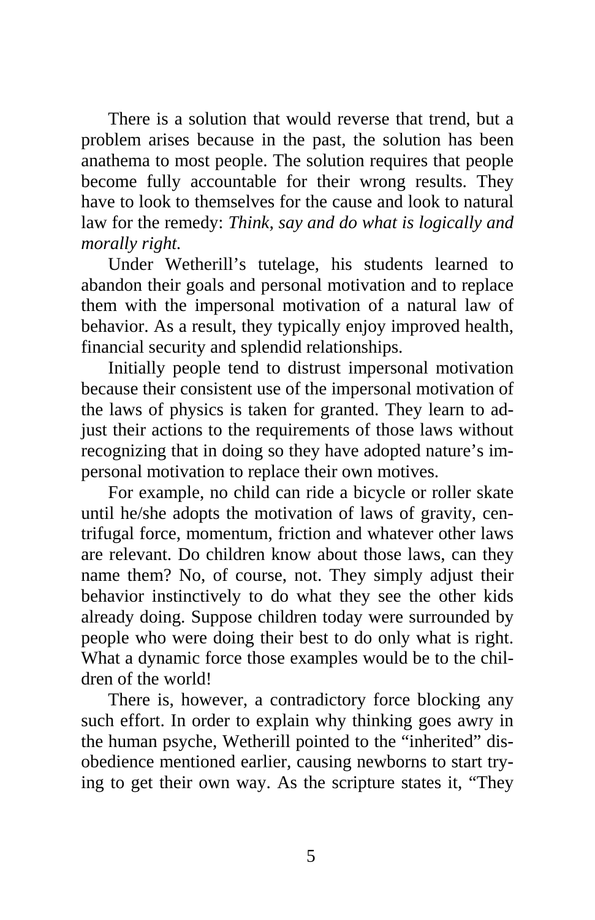There is a solution that would reverse that trend, but a problem arises because in the past, the solution has been anathema to most people. The solution requires that people become fully accountable for their wrong results. They have to look to themselves for the cause and look to natural law for the remedy: *Think, say and do what is logically and morally right.*

Under Wetherill's tutelage, his students learned to abandon their goals and personal motivation and to replace them with the impersonal motivation of a natural law of behavior. As a result, they typically enjoy improved health, financial security and splendid relationships.

Initially people tend to distrust impersonal motivation because their consistent use of the impersonal motivation of the laws of physics is taken for granted. They learn to adjust their actions to the requirements of those laws without recognizing that in doing so they have adopted nature's impersonal motivation to replace their own motives.

For example, no child can ride a bicycle or roller skate until he/she adopts the motivation of laws of gravity, centrifugal force, momentum, friction and whatever other laws are relevant. Do children know about those laws, can they name them? No, of course, not. They simply adjust their behavior instinctively to do what they see the other kids already doing. Suppose children today were surrounded by people who were doing their best to do only what is right. What a dynamic force those examples would be to the children of the world!

There is, however, a contradictory force blocking any such effort. In order to explain why thinking goes awry in the human psyche, Wetherill pointed to the "inherited" disobedience mentioned earlier, causing newborns to start trying to get their own way. As the scripture states it, "They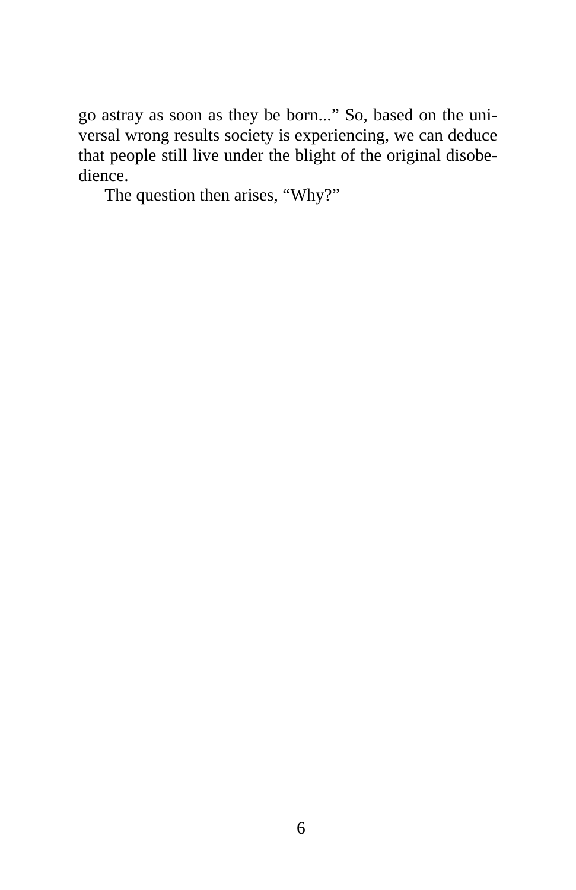go astray as soon as they be born...” So, based on the universal wrong results society is experiencing, we can deduce that people still live under the blight of the original disobedience.

The question then arises, “Why?”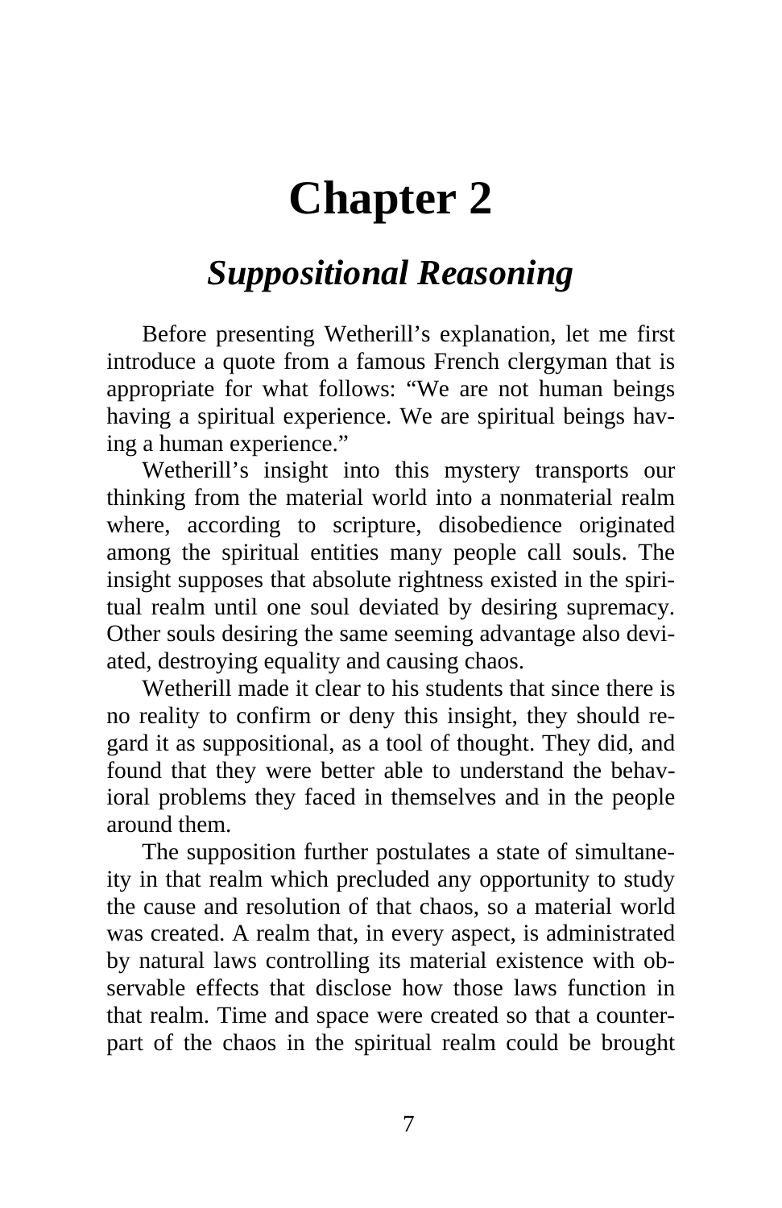# Chapter 2

## *Suppositional Reasoning*

Before presenting Wetherill's explanation, let me first introduce a quote from a famous French clergyman that is appropriate for what follows: "We are not human beings having a spiritual experience. We are spiritual beings having a human experience."

Wetherill's insight into this mystery transports our thinking from the material world into a nonmaterial realm where, according to scripture, disobedience originated among the spiritual entities many people call souls. The insight supposes that absolute rightness existed in the spiritual realm until one soul deviated by desiring supremacy. Other souls desiring the same seeming advantage also deviated, destroying equality and causing chaos.

Wetherill made it clear to his students that since there is no reality to confirm or deny this insight, they should regard it as suppositional, as a tool of thought. They did, and found that they were better able to understand the behavioral problems they faced in themselves and in the people around them.

The supposition further postulates a state of simultaneity in that realm which precluded any opportunity to study the cause and resolution of that chaos, so a material world was created. A realm that, in every aspect, is administrated by natural laws controlling its material existence with observable effects that disclose how those laws function in that realm. Time and space were created so that a counterpart of the chaos in the spiritual realm could be brought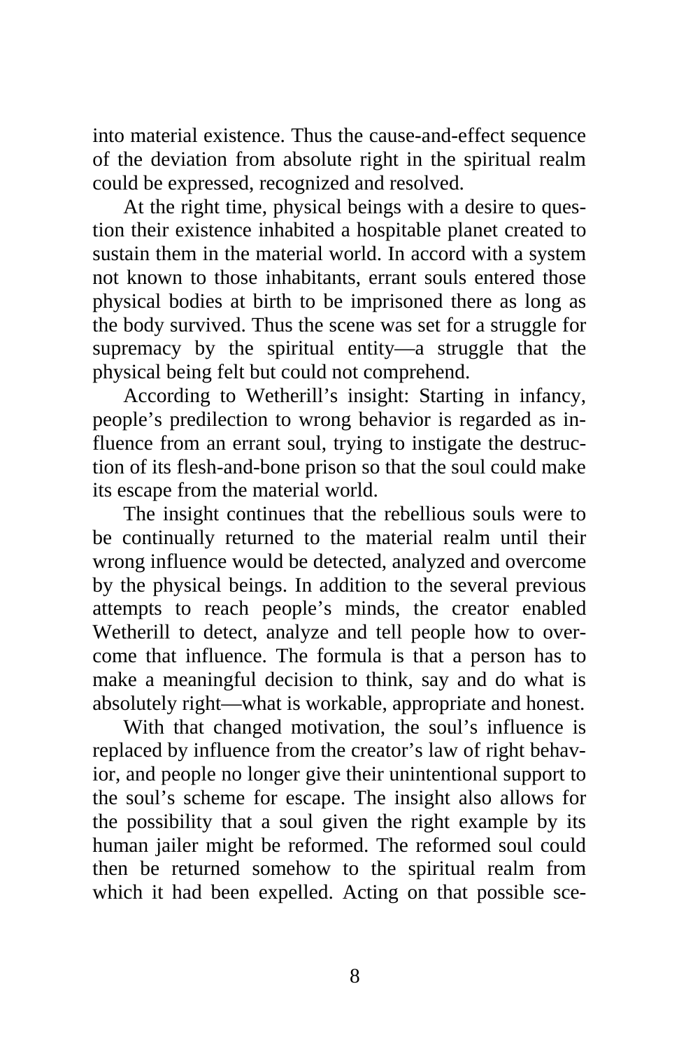into material existence. Thus the cause-and-effect sequence of the deviation from absolute right in the spiritual realm could be expressed, recognized and resolved.

At the right time, physical beings with a desire to question their existence inhabited a hospitable planet created to sustain them in the material world. In accord with a system not known to those inhabitants, errant souls entered those physical bodies at birth to be imprisoned there as long as the body survived. Thus the scene was set for a struggle for supremacy by the spiritual entity—a struggle that the physical being felt but could not comprehend.

According to Wetherill's insight: Starting in infancy, people's predilection to wrong behavior is regarded as influence from an errant soul, trying to instigate the destruction of its flesh-and-bone prison so that the soul could make its escape from the material world.

The insight continues that the rebellious souls were to be continually returned to the material realm until their wrong influence would be detected, analyzed and overcome by the physical beings. In addition to the several previous attempts to reach people's minds, the creator enabled Wetherill to detect, analyze and tell people how to overcome that influence. The formula is that a person has to make a meaningful decision to think, say and do what is absolutely right—what is workable, appropriate and honest.

With that changed motivation, the soul's influence is replaced by influence from the creator's law of right behavior, and people no longer give their unintentional support to the soul's scheme for escape. The insight also allows for the possibility that a soul given the right example by its human jailer might be reformed. The reformed soul could then be returned somehow to the spiritual realm from which it had been expelled. Acting on that possible sce-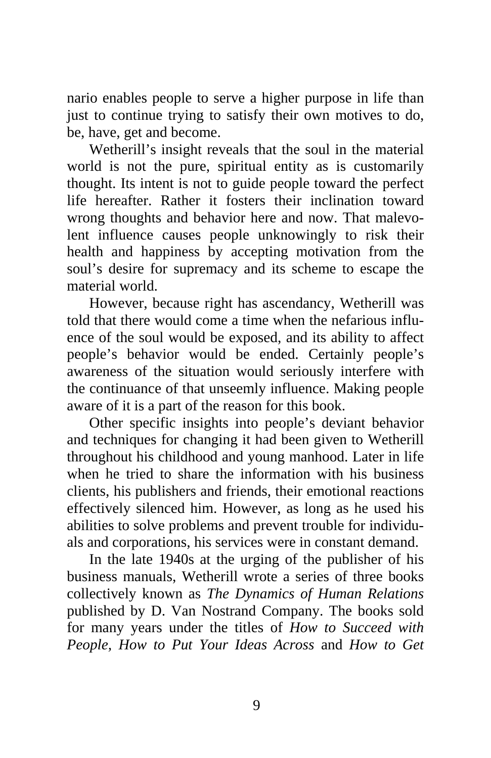nario enables people to serve a higher purpose in life than just to continue trying to satisfy their own motives to do, be, have, get and become.

Wetherill's insight reveals that the soul in the material world is not the pure, spiritual entity as is customarily thought. Its intent is not to guide people toward the perfect life hereafter. Rather it fosters their inclination toward wrong thoughts and behavior here and now. That malevolent influence causes people unknowingly to risk their health and happiness by accepting motivation from the soul's desire for supremacy and its scheme to escape the material world.

However, because right has ascendancy, Wetherill was told that there would come a time when the nefarious influence of the soul would be exposed, and its ability to affect people's behavior would be ended. Certainly people's awareness of the situation would seriously interfere with the continuance of that unseemly influence. Making people aware of it is a part of the reason for this book.

Other specific insights into people's deviant behavior and techniques for changing it had been given to Wetherill throughout his childhood and young manhood. Later in life when he tried to share the information with his business clients, his publishers and friends, their emotional reactions effectively silenced him. However, as long as he used his abilities to solve problems and prevent trouble for individuals and corporations, his services were in constant demand.

In the late 1940s at the urging of the publisher of his business manuals, Wetherill wrote a series of three books collectively known as *The Dynamics of Human Relations* published by D. Van Nostrand Company. The books sold for many years under the titles of *How to Succeed with People, How to Put Your Ideas Across* and *How to Get*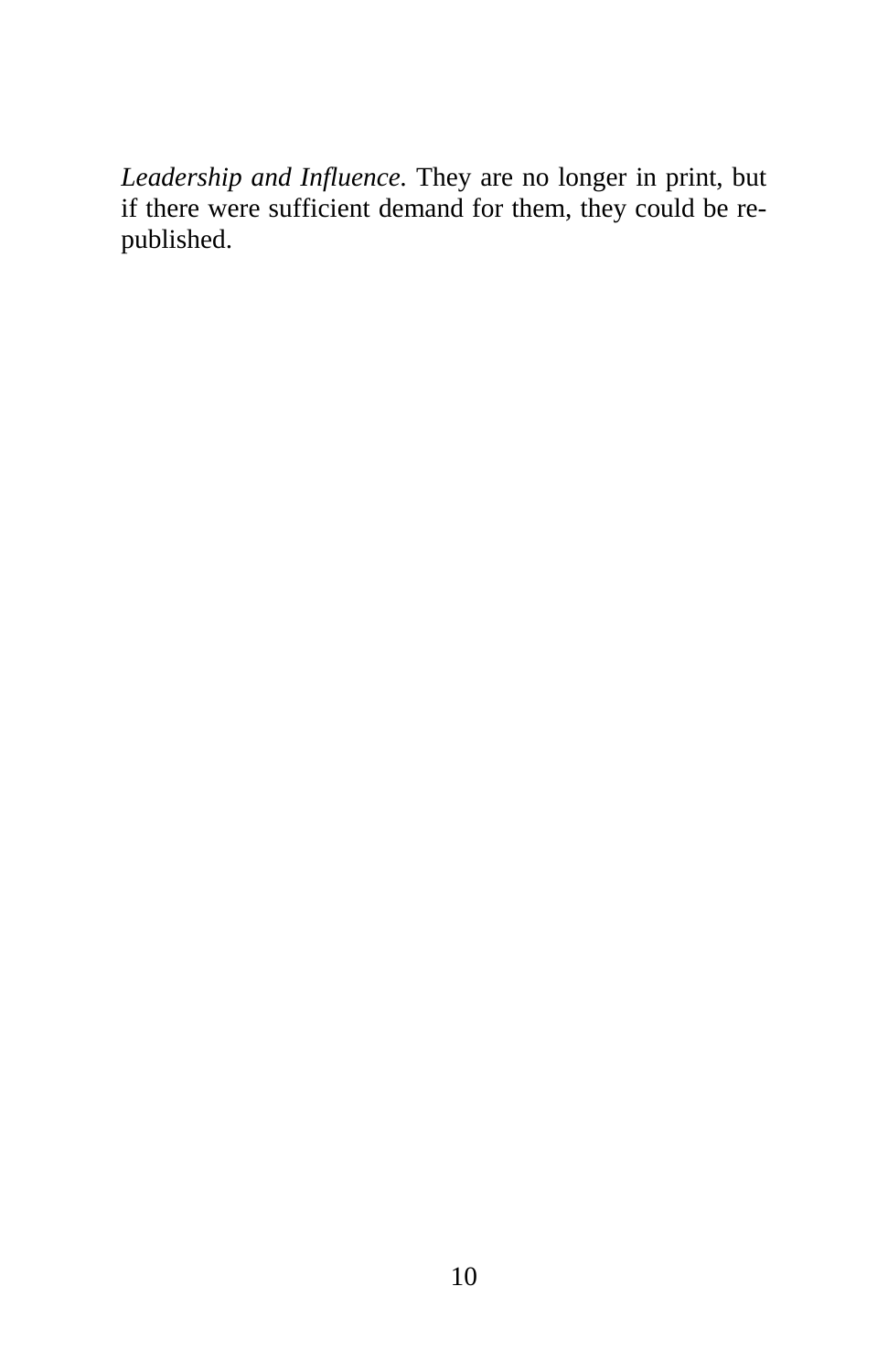*Leadership and Influence.* They are no longer in print, but if there were sufficient demand for them, they could be re-published.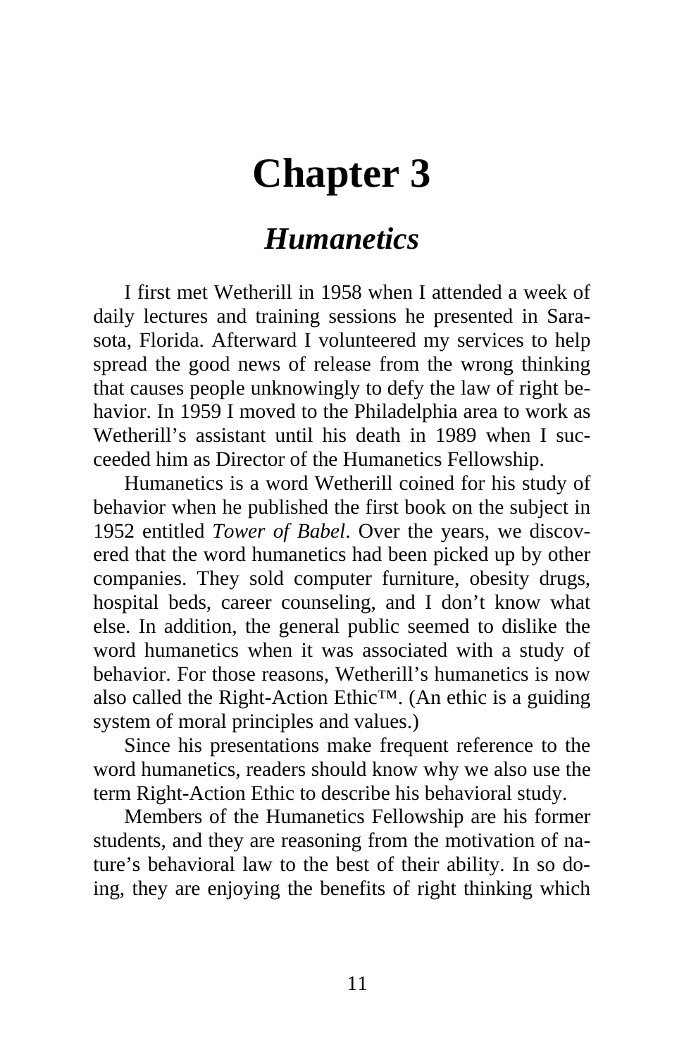# Chapter 3

## *Humanetics*

I first met Wetherill in 1958 when I attended a week of daily lectures and training sessions he presented in Sarasota, Florida. Afterward I volunteered my services to help spread the good news of release from the wrong thinking that causes people unknowingly to defy the law of right behavior. In 1959 I moved to the Philadelphia area to work as Wetherill's assistant until his death in 1989 when I succeeded him as Director of the Humanetics Fellowship.

Humanetics is a word Wetherill coined for his study of behavior when he published the first book on the subject in 1952 entitled *Tower of Babel*. Over the years, we discovered that the word humanetics had been picked up by other companies. They sold computer furniture, obesity drugs, hospital beds, career counseling, and I don't know what else. In addition, the general public seemed to dislike the word humanetics when it was associated with a study of behavior. For those reasons, Wetherill's humanetics is now also called the Right-Action Ethic™. (An ethic is a guiding system of moral principles and values.)

Since his presentations make frequent reference to the word humanetics, readers should know why we also use the term Right-Action Ethic to describe his behavioral study.

Members of the Humanetics Fellowship are his former students, and they are reasoning from the motivation of nature's behavioral law to the best of their ability. In so doing, they are enjoying the benefits of right thinking which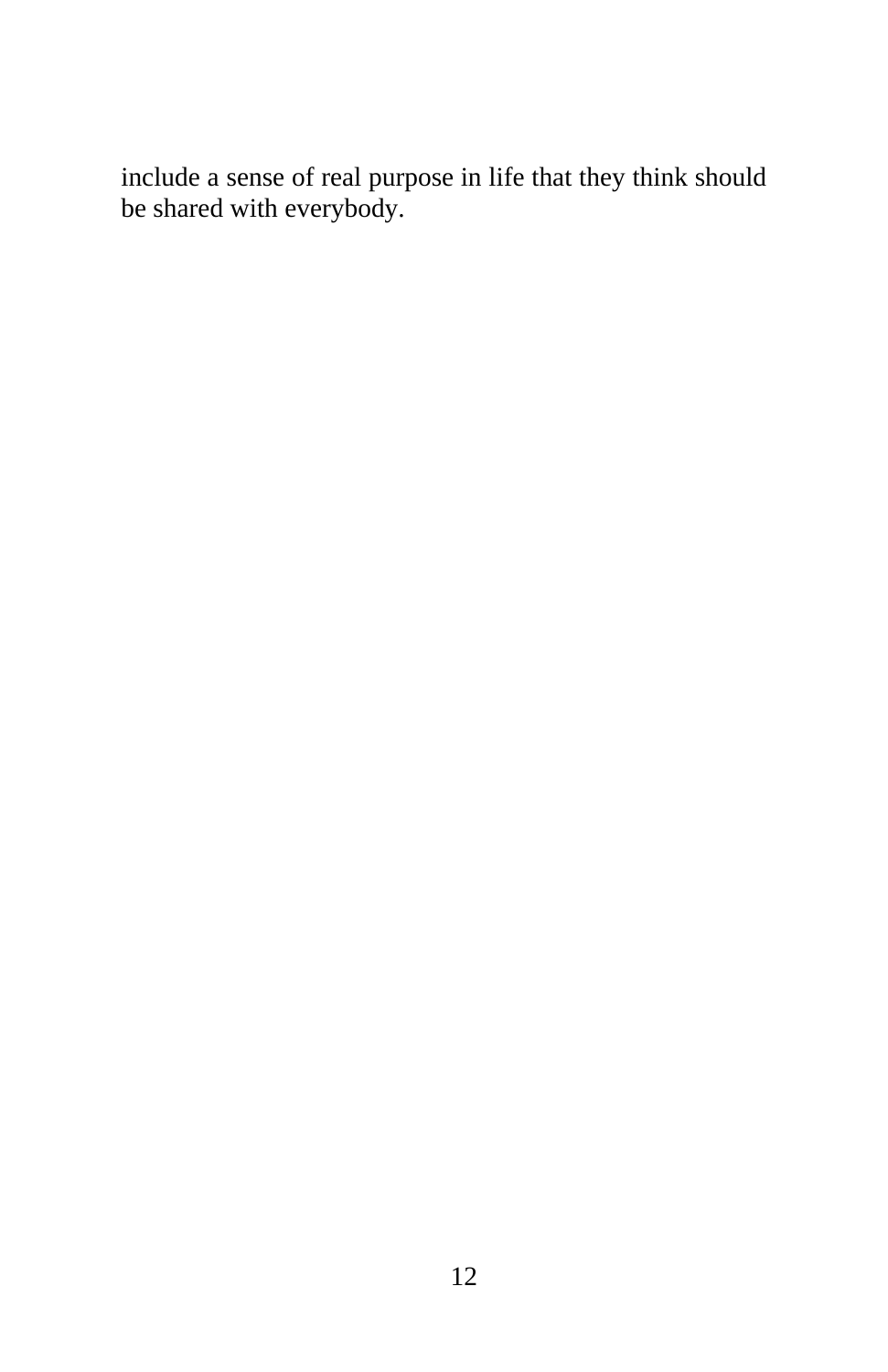include a sense of real purpose in life that they think should be shared with everybody.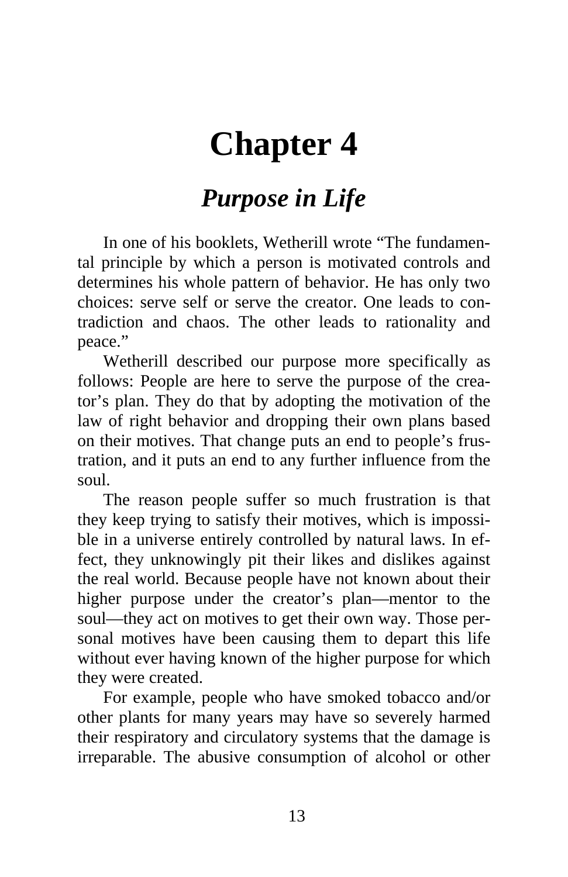# Chapter 4

## *Purpose in Life*

In one of his booklets, Wetherill wrote "The fundamental principle by which a person is motivated controls and determines his whole pattern of behavior. He has only two choices: serve self or serve the creator. One leads to contradiction and chaos. The other leads to rationality and peace."

Wetherill described our purpose more specifically as follows: People are here to serve the purpose of the creator's plan. They do that by adopting the motivation of the law of right behavior and dropping their own plans based on their motives. That change puts an end to people's frustration, and it puts an end to any further influence from the soul.

The reason people suffer so much frustration is that they keep trying to satisfy their motives, which is impossible in a universe entirely controlled by natural laws. In effect, they unknowingly pit their likes and dislikes against the real world. Because people have not known about their higher purpose under the creator's plan—mentor to the soul—they act on motives to get their own way. Those personal motives have been causing them to depart this life without ever having known of the higher purpose for which they were created.

For example, people who have smoked tobacco and/or other plants for many years may have so severely harmed their respiratory and circulatory systems that the damage is irreparable. The abusive consumption of alcohol or other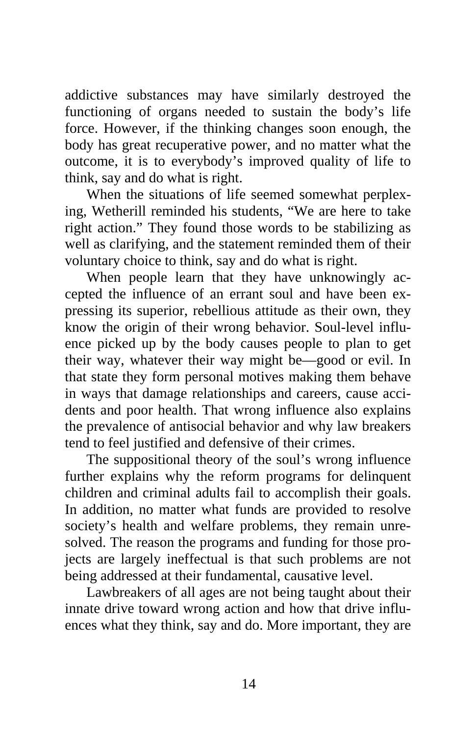addictive substances may have similarly destroyed the functioning of organs needed to sustain the body's life force. However, if the thinking changes soon enough, the body has great recuperative power, and no matter what the outcome, it is to everybody's improved quality of life to think, say and do what is right.

When the situations of life seemed somewhat perplexing, Wetherill reminded his students, "We are here to take right action." They found those words to be stabilizing as well as clarifying, and the statement reminded them of their voluntary choice to think, say and do what is right.

When people learn that they have unknowingly accepted the influence of an errant soul and have been expressing its superior, rebellious attitude as their own, they know the origin of their wrong behavior. Soul-level influence picked up by the body causes people to plan to get their way, whatever their way might be—good or evil. In that state they form personal motives making them behave in ways that damage relationships and careers, cause accidents and poor health. That wrong influence also explains the prevalence of antisocial behavior and why law breakers tend to feel justified and defensive of their crimes.

The suppositional theory of the soul's wrong influence further explains why the reform programs for delinquent children and criminal adults fail to accomplish their goals. In addition, no matter what funds are provided to resolve society's health and welfare problems, they remain unresolved. The reason the programs and funding for those projects are largely ineffectual is that such problems are not being addressed at their fundamental, causative level.

Lawbreakers of all ages are not being taught about their innate drive toward wrong action and how that drive influences what they think, say and do. More important, they are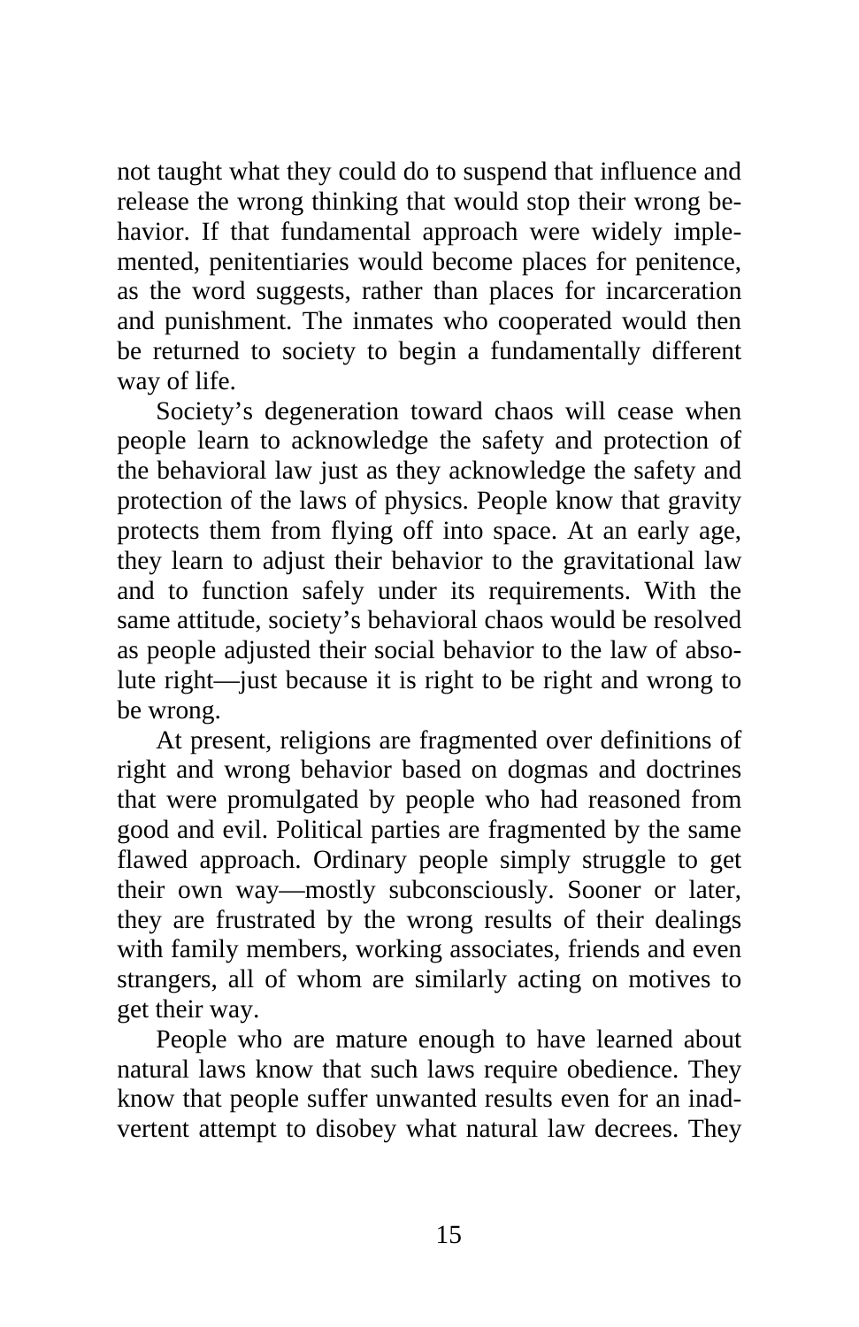not taught what they could do to suspend that influence and release the wrong thinking that would stop their wrong behavior. If that fundamental approach were widely implemented, penitentiaries would become places for penitence, as the word suggests, rather than places for incarceration and punishment. The inmates who cooperated would then be returned to society to begin a fundamentally different way of life.

Society's degeneration toward chaos will cease when people learn to acknowledge the safety and protection of the behavioral law just as they acknowledge the safety and protection of the laws of physics. People know that gravity protects them from flying off into space. At an early age, they learn to adjust their behavior to the gravitational law and to function safely under its requirements. With the same attitude, society's behavioral chaos would be resolved as people adjusted their social behavior to the law of absolute right—just because it is right to be right and wrong to be wrong.

At present, religions are fragmented over definitions of right and wrong behavior based on dogmas and doctrines that were promulgated by people who had reasoned from good and evil. Political parties are fragmented by the same flawed approach. Ordinary people simply struggle to get their own way—mostly subconsciously. Sooner or later, they are frustrated by the wrong results of their dealings with family members, working associates, friends and even strangers, all of whom are similarly acting on motives to get their way.

People who are mature enough to have learned about natural laws know that such laws require obedience. They know that people suffer unwanted results even for an inadvertent attempt to disobey what natural law decrees. They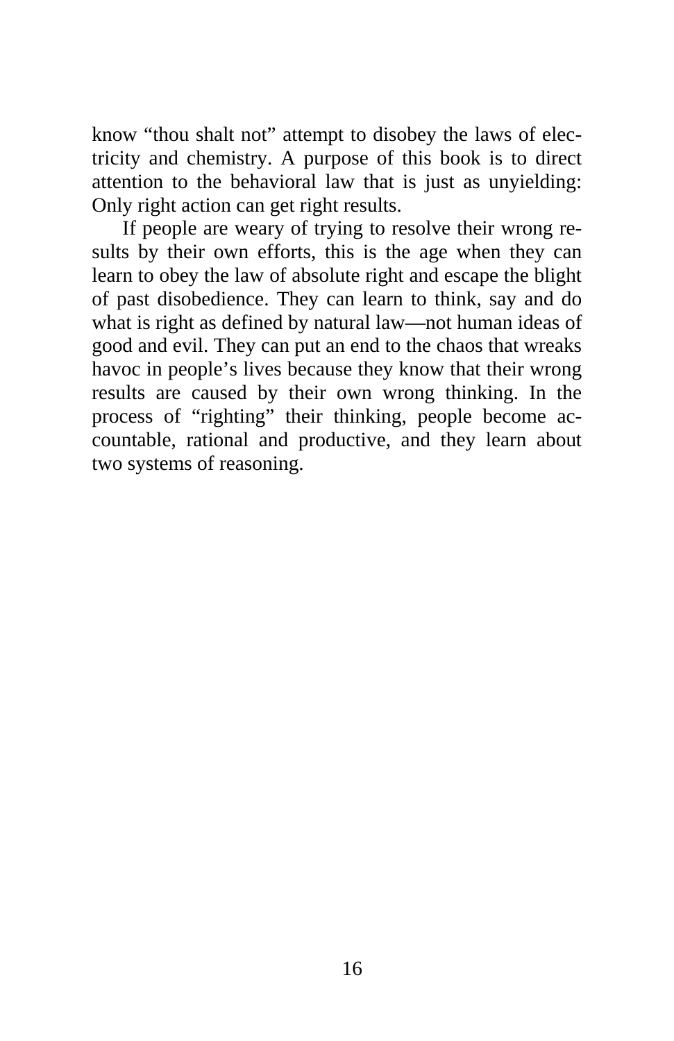know "thou shalt not" attempt to disobey the laws of electricity and chemistry. A purpose of this book is to direct attention to the behavioral law that is just as unyielding: Only right action can get right results.

If people are weary of trying to resolve their wrong results by their own efforts, this is the age when they can learn to obey the law of absolute right and escape the blight of past disobedience. They can learn to think, say and do what is right as defined by natural law—not human ideas of good and evil. They can put an end to the chaos that wreaks havoc in people's lives because they know that their wrong results are caused by their own wrong thinking. In the process of "righting" their thinking, people become accountable, rational and productive, and they learn about two systems of reasoning.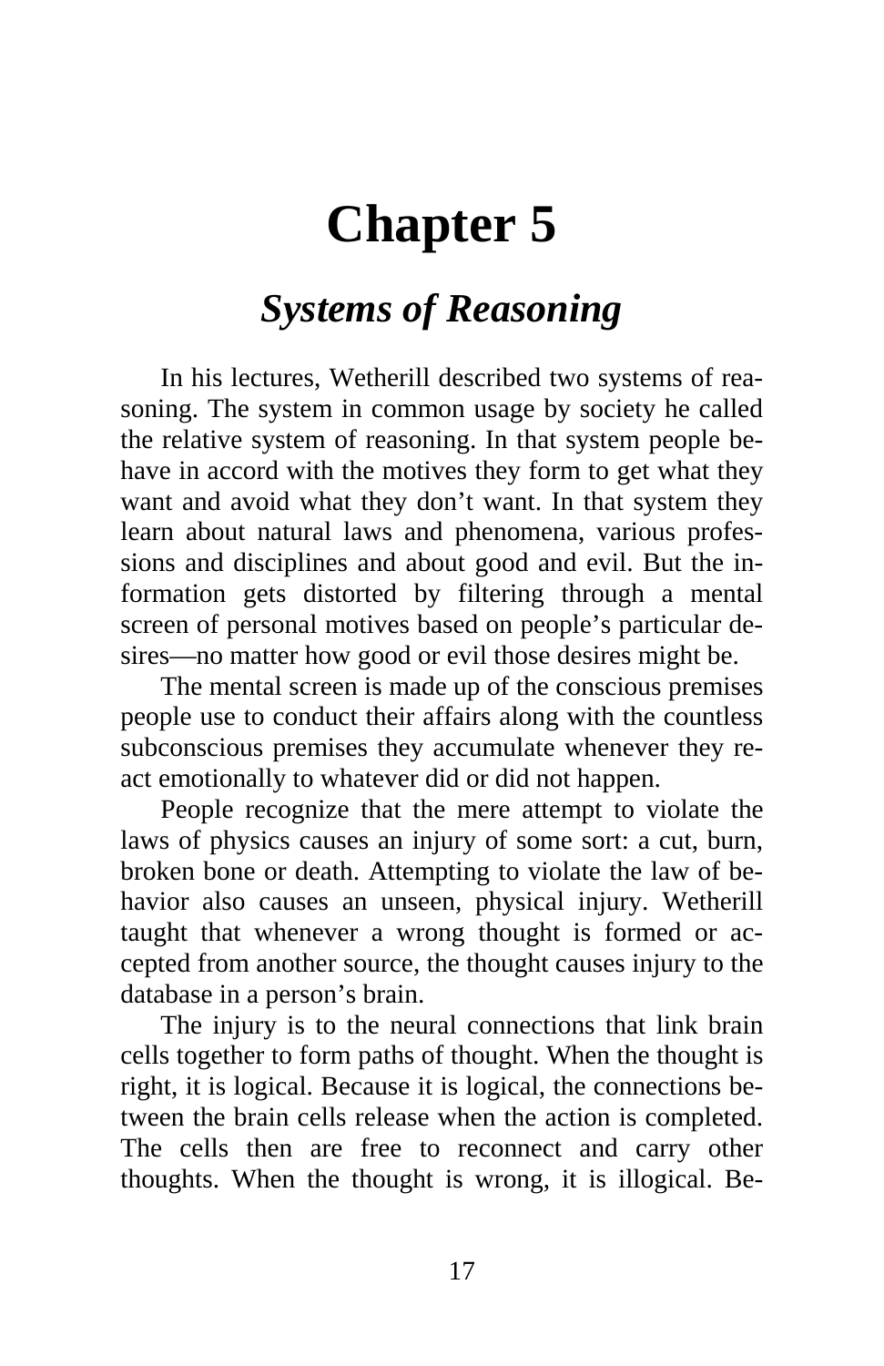# Chapter 5

## *Systems of Reasoning*

In his lectures, Wetherill described two systems of reasoning. The system in common usage by society he called the relative system of reasoning. In that system people behave in accord with the motives they form to get what they want and avoid what they don't want. In that system they learn about natural laws and phenomena, various professions and disciplines and about good and evil. But the information gets distorted by filtering through a mental screen of personal motives based on people's particular desires—no matter how good or evil those desires might be.

The mental screen is made up of the conscious premises people use to conduct their affairs along with the countless subconscious premises they accumulate whenever they react emotionally to whatever did or did not happen.

People recognize that the mere attempt to violate the laws of physics causes an injury of some sort: a cut, burn, broken bone or death. Attempting to violate the law of behavior also causes an unseen, physical injury. Wetherill taught that whenever a wrong thought is formed or accepted from another source, the thought causes injury to the database in a person's brain.

The injury is to the neural connections that link brain cells together to form paths of thought. When the thought is right, it is logical. Because it is logical, the connections between the brain cells release when the action is completed. The cells then are free to reconnect and carry other thoughts. When the thought is wrong, it is illogical. Be-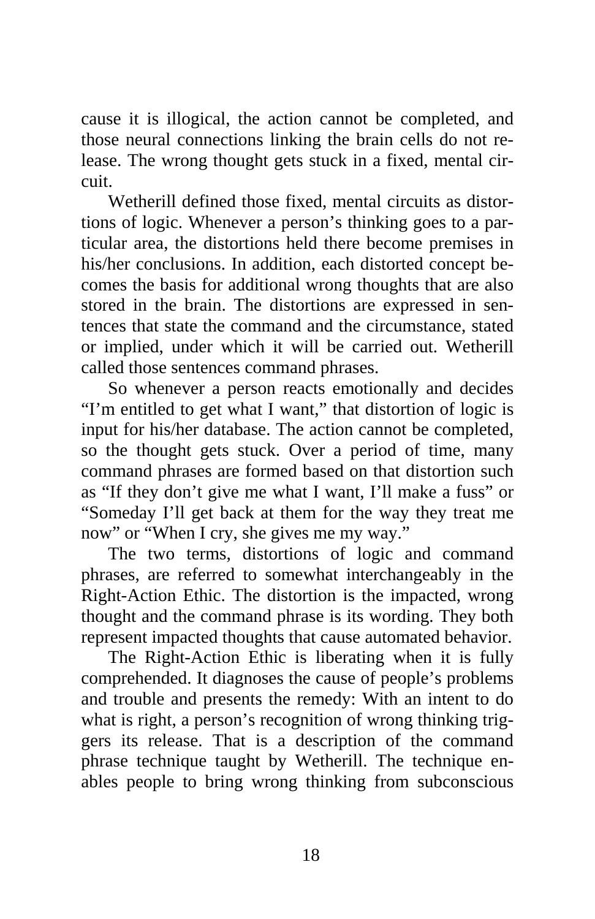cause it is illogical, the action cannot be completed, and those neural connections linking the brain cells do not release. The wrong thought gets stuck in a fixed, mental circuit.

Wetherill defined those fixed, mental circuits as distortions of logic. Whenever a person's thinking goes to a particular area, the distortions held there become premises in his/her conclusions. In addition, each distorted concept becomes the basis for additional wrong thoughts that are also stored in the brain. The distortions are expressed in sentences that state the command and the circumstance, stated or implied, under which it will be carried out. Wetherill called those sentences command phrases.

So whenever a person reacts emotionally and decides "I'm entitled to get what I want," that distortion of logic is input for his/her database. The action cannot be completed, so the thought gets stuck. Over a period of time, many command phrases are formed based on that distortion such as "If they don't give me what I want, I'll make a fuss" or "Someday I'll get back at them for the way they treat me now" or "When I cry, she gives me my way."

The two terms, distortions of logic and command phrases, are referred to somewhat interchangeably in the Right-Action Ethic. The distortion is the impacted, wrong thought and the command phrase is its wording. They both represent impacted thoughts that cause automated behavior.

The Right-Action Ethic is liberating when it is fully comprehended. It diagnoses the cause of people's problems and trouble and presents the remedy: With an intent to do what is right, a person's recognition of wrong thinking triggers its release. That is a description of the command phrase technique taught by Wetherill. The technique enables people to bring wrong thinking from subconscious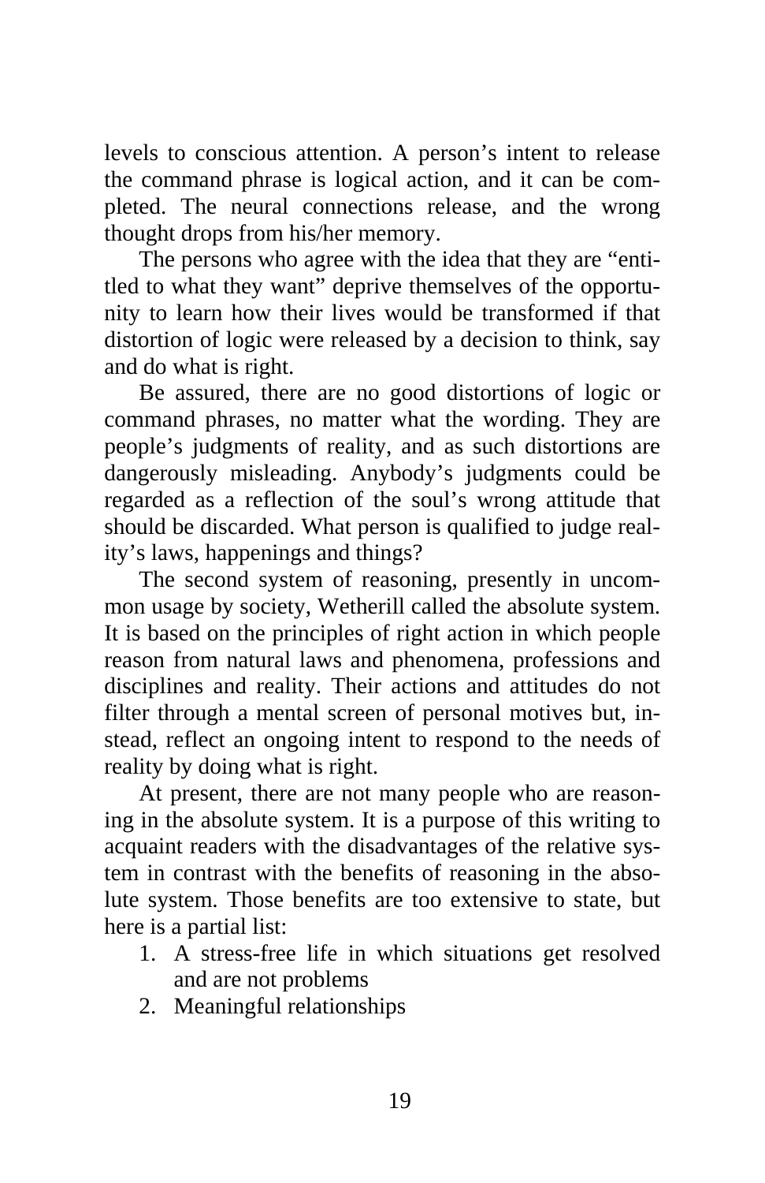levels to conscious attention. A person's intent to release the command phrase is logical action, and it can be completed. The neural connections release, and the wrong thought drops from his/her memory.

The persons who agree with the idea that they are "entitled to what they want" deprive themselves of the opportunity to learn how their lives would be transformed if that distortion of logic were released by a decision to think, say and do what is right.

Be assured, there are no good distortions of logic or command phrases, no matter what the wording. They are people's judgments of reality, and as such distortions are dangerously misleading. Anybody's judgments could be regarded as a reflection of the soul's wrong attitude that should be discarded. What person is qualified to judge reality's laws, happenings and things?

The second system of reasoning, presently in uncommon usage by society, Wetherill called the absolute system. It is based on the principles of right action in which people reason from natural laws and phenomena, professions and disciplines and reality. Their actions and attitudes do not filter through a mental screen of personal motives but, instead, reflect an ongoing intent to respond to the needs of reality by doing what is right.

At present, there are not many people who are reasoning in the absolute system. It is a purpose of this writing to acquaint readers with the disadvantages of the relative system in contrast with the benefits of reasoning in the absolute system. Those benefits are too extensive to state, but here is a partial list:

1. A stress-free life in which situations get resolved and are not problems
2. Meaningful relationships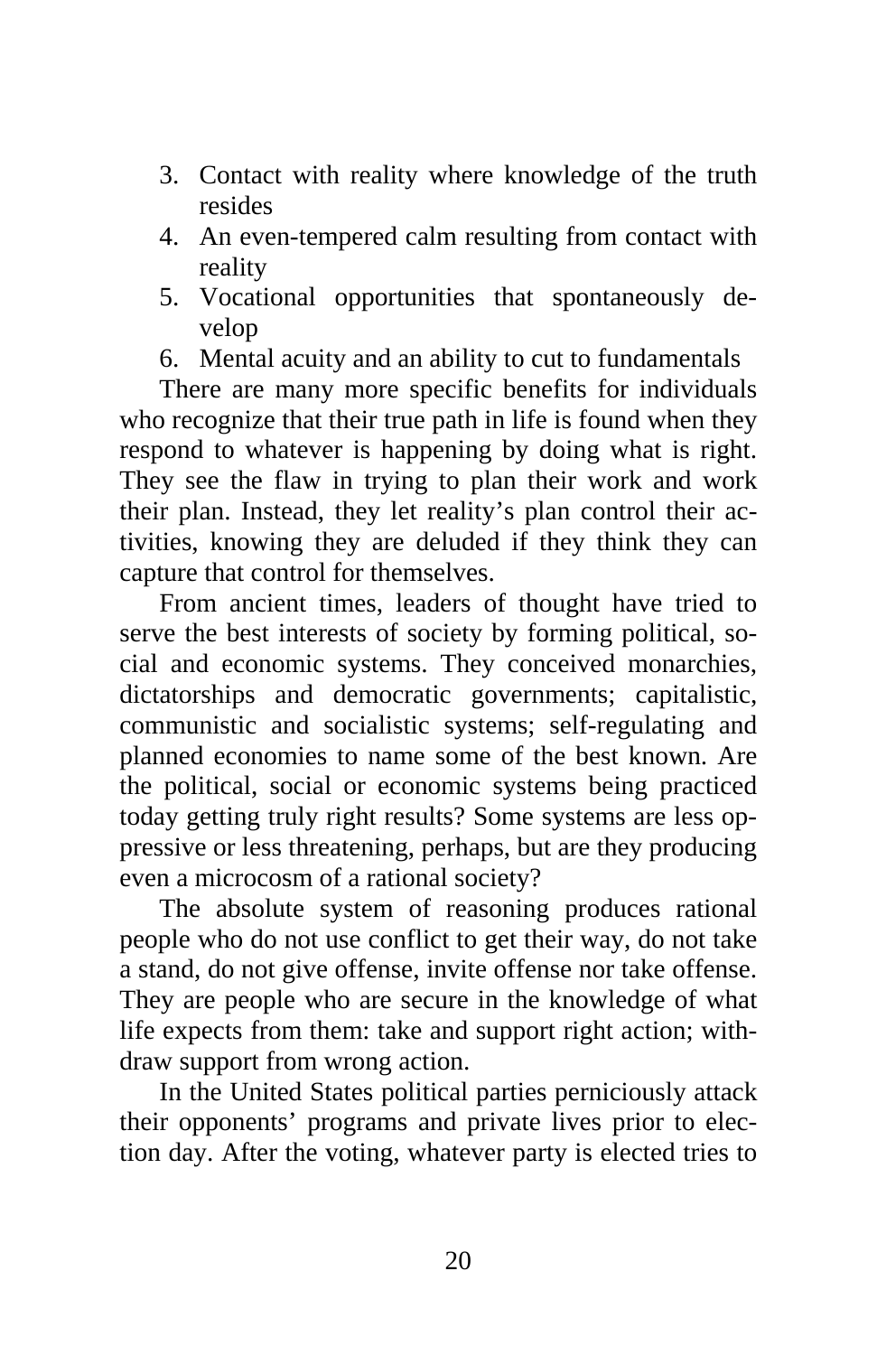3. Contact with reality where knowledge of the truth resides
4. An even-tempered calm resulting from contact with reality
5. Vocational opportunities that spontaneously develop
6. Mental acuity and an ability to cut to fundamentals

There are many more specific benefits for individuals who recognize that their true path in life is found when they respond to whatever is happening by doing what is right. They see the flaw in trying to plan their work and work their plan. Instead, they let reality's plan control their activities, knowing they are deluded if they think they can capture that control for themselves.

From ancient times, leaders of thought have tried to serve the best interests of society by forming political, social and economic systems. They conceived monarchies, dictatorships and democratic governments; capitalistic, communistic and socialistic systems; self-regulating and planned economies to name some of the best known. Are the political, social or economic systems being practiced today getting truly right results? Some systems are less oppressive or less threatening, perhaps, but are they producing even a microcosm of a rational society?

The absolute system of reasoning produces rational people who do not use conflict to get their way, do not take a stand, do not give offense, invite offense nor take offense. They are people who are secure in the knowledge of what life expects from them: take and support right action; withdraw support from wrong action.

In the United States political parties perniciously attack their opponents' programs and private lives prior to election day. After the voting, whatever party is elected tries to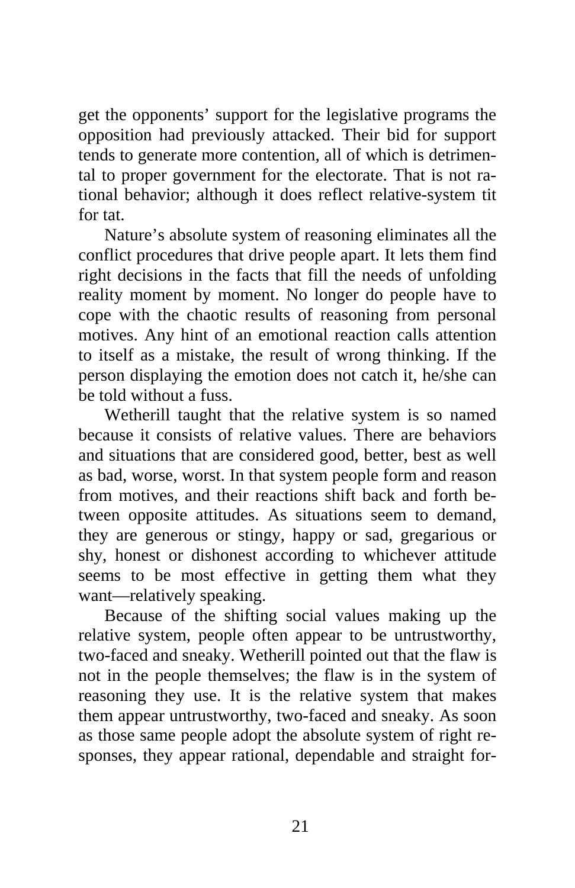get the opponents' support for the legislative programs the opposition had previously attacked. Their bid for support tends to generate more contention, all of which is detrimental to proper government for the electorate. That is not rational behavior; although it does reflect relative-system tit for tat.

Nature's absolute system of reasoning eliminates all the conflict procedures that drive people apart. It lets them find right decisions in the facts that fill the needs of unfolding reality moment by moment. No longer do people have to cope with the chaotic results of reasoning from personal motives. Any hint of an emotional reaction calls attention to itself as a mistake, the result of wrong thinking. If the person displaying the emotion does not catch it, he/she can be told without a fuss.

Wetherill taught that the relative system is so named because it consists of relative values. There are behaviors and situations that are considered good, better, best as well as bad, worse, worst. In that system people form and reason from motives, and their reactions shift back and forth between opposite attitudes. As situations seem to demand, they are generous or stingy, happy or sad, gregarious or shy, honest or dishonest according to whichever attitude seems to be most effective in getting them what they want—relatively speaking.

Because of the shifting social values making up the relative system, people often appear to be untrustworthy, two-faced and sneaky. Wetherill pointed out that the flaw is not in the people themselves; the flaw is in the system of reasoning they use. It is the relative system that makes them appear untrustworthy, two-faced and sneaky. As soon as those same people adopt the absolute system of right responses, they appear rational, dependable and straight for-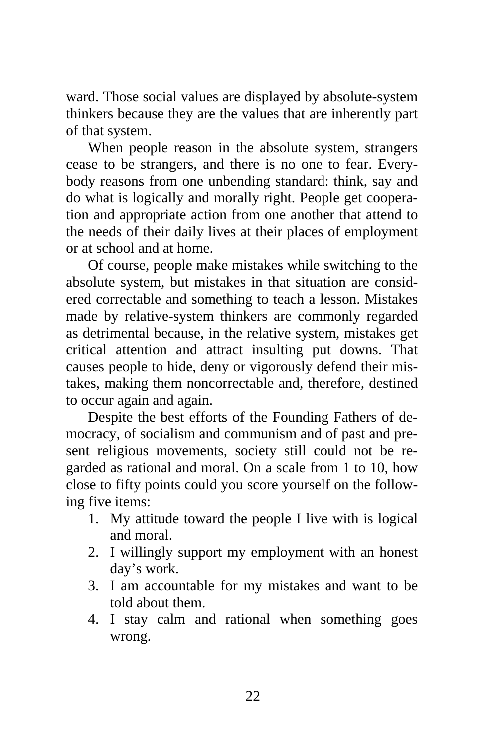ward. Those social values are displayed by absolute-system thinkers because they are the values that are inherently part of that system.

When people reason in the absolute system, strangers cease to be strangers, and there is no one to fear. Everybody reasons from one unbending standard: think, say and do what is logically and morally right. People get cooperation and appropriate action from one another that attend to the needs of their daily lives at their places of employment or at school and at home.

Of course, people make mistakes while switching to the absolute system, but mistakes in that situation are considered correctable and something to teach a lesson. Mistakes made by relative-system thinkers are commonly regarded as detrimental because, in the relative system, mistakes get critical attention and attract insulting put downs. That causes people to hide, deny or vigorously defend their mistakes, making them noncorrectable and, therefore, destined to occur again and again.

Despite the best efforts of the Founding Fathers of democracy, of socialism and communism and of past and present religious movements, society still could not be regarded as rational and moral. On a scale from 1 to 10, how close to fifty points could you score yourself on the following five items:

1. My attitude toward the people I live with is logical and moral.
2. I willingly support my employment with an honest day's work.
3. I am accountable for my mistakes and want to be told about them.
4. I stay calm and rational when something goes wrong.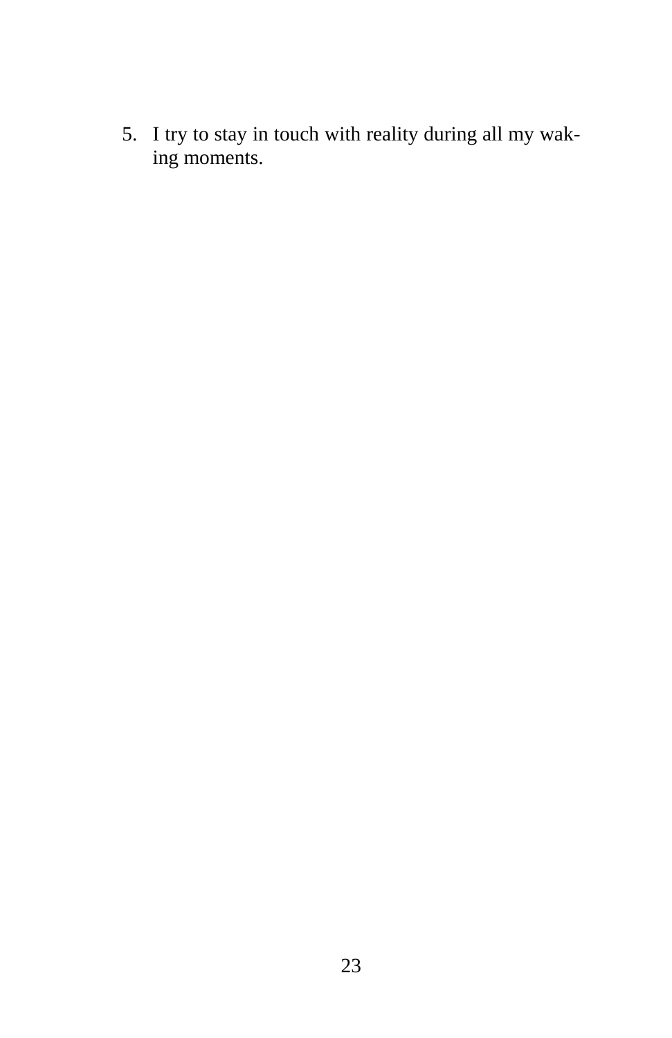5. I try to stay in touch with reality during all my waking moments.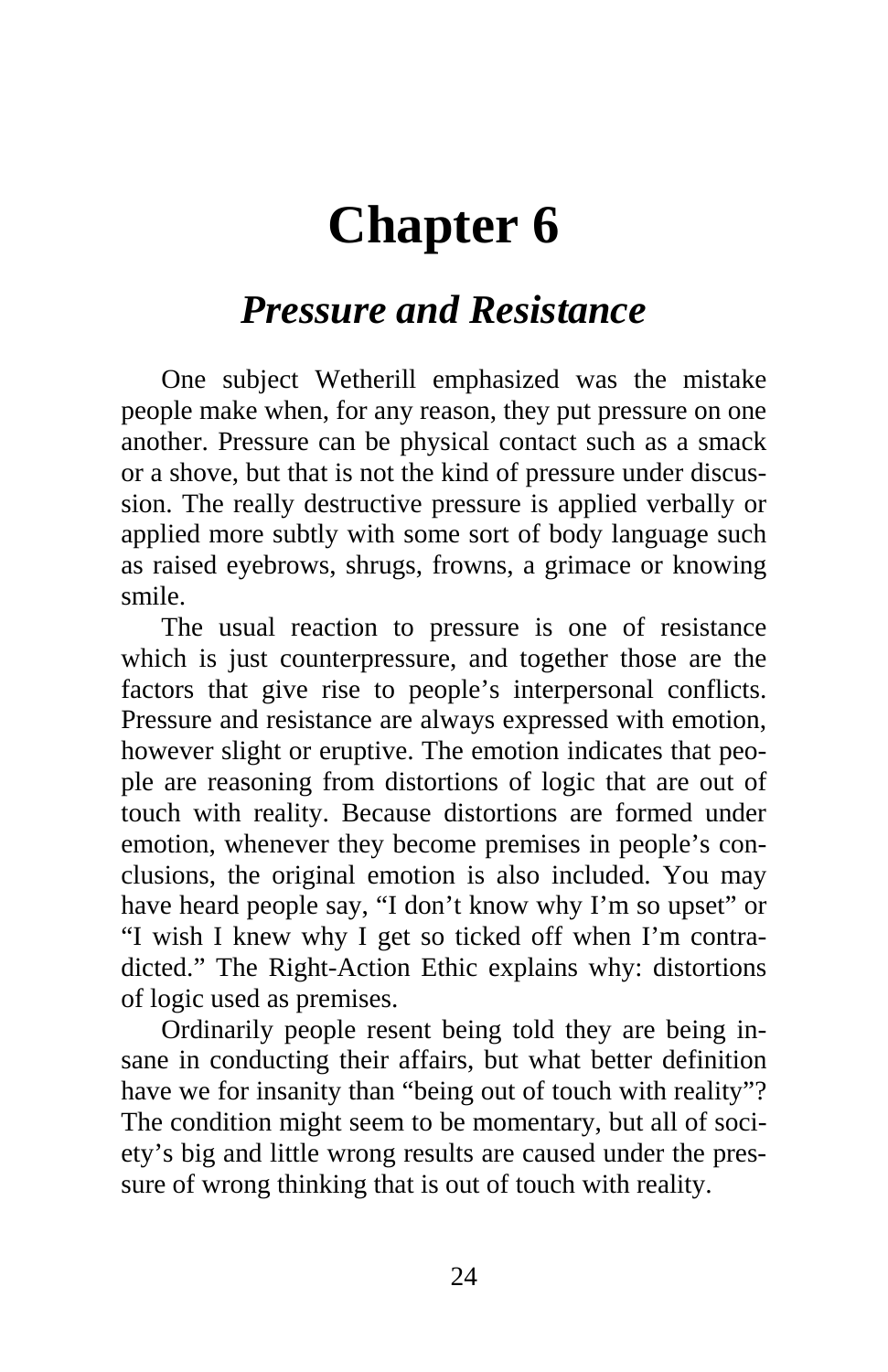# Chapter 6

## *Pressure and Resistance*

One subject Wetherill emphasized was the mistake people make when, for any reason, they put pressure on one another. Pressure can be physical contact such as a smack or a shove, but that is not the kind of pressure under discussion. The really destructive pressure is applied verbally or applied more subtly with some sort of body language such as raised eyebrows, shrugs, frowns, a grimace or knowing smile.

The usual reaction to pressure is one of resistance which is just counterpressure, and together those are the factors that give rise to people's interpersonal conflicts. Pressure and resistance are always expressed with emotion, however slight or eruptive. The emotion indicates that people are reasoning from distortions of logic that are out of touch with reality. Because distortions are formed under emotion, whenever they become premises in people's conclusions, the original emotion is also included. You may have heard people say, "I don't know why I'm so upset" or "I wish I knew why I get so ticked off when I'm contradicted." The Right-Action Ethic explains why: distortions of logic used as premises.

Ordinarily people resent being told they are being insane in conducting their affairs, but what better definition have we for insanity than "being out of touch with reality"? The condition might seem to be momentary, but all of society's big and little wrong results are caused under the pressure of wrong thinking that is out of touch with reality.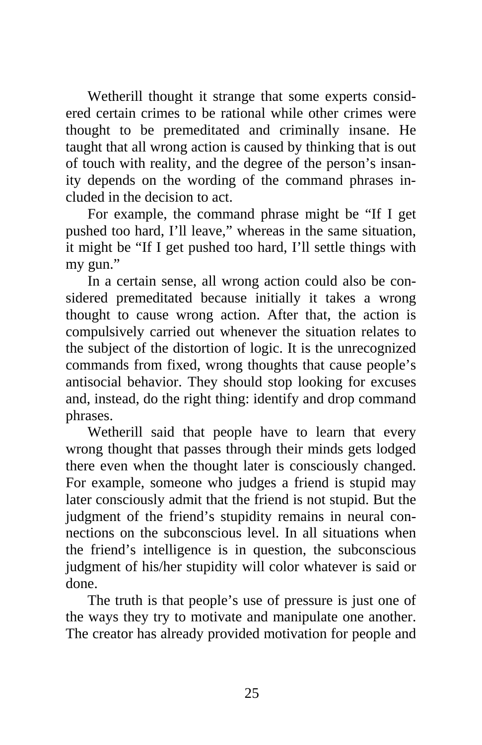Wetherill thought it strange that some experts considered certain crimes to be rational while other crimes were thought to be premeditated and criminally insane. He taught that all wrong action is caused by thinking that is out of touch with reality, and the degree of the person's insanity depends on the wording of the command phrases included in the decision to act.

For example, the command phrase might be "If I get pushed too hard, I'll leave," whereas in the same situation, it might be "If I get pushed too hard, I'll settle things with my gun."

In a certain sense, all wrong action could also be considered premeditated because initially it takes a wrong thought to cause wrong action. After that, the action is compulsively carried out whenever the situation relates to the subject of the distortion of logic. It is the unrecognized commands from fixed, wrong thoughts that cause people's antisocial behavior. They should stop looking for excuses and, instead, do the right thing: identify and drop command phrases.

Wetherill said that people have to learn that every wrong thought that passes through their minds gets lodged there even when the thought later is consciously changed. For example, someone who judges a friend is stupid may later consciously admit that the friend is not stupid. But the judgment of the friend's stupidity remains in neural connections on the subconscious level. In all situations when the friend's intelligence is in question, the subconscious judgment of his/her stupidity will color whatever is said or done.

The truth is that people's use of pressure is just one of the ways they try to motivate and manipulate one another. The creator has already provided motivation for people and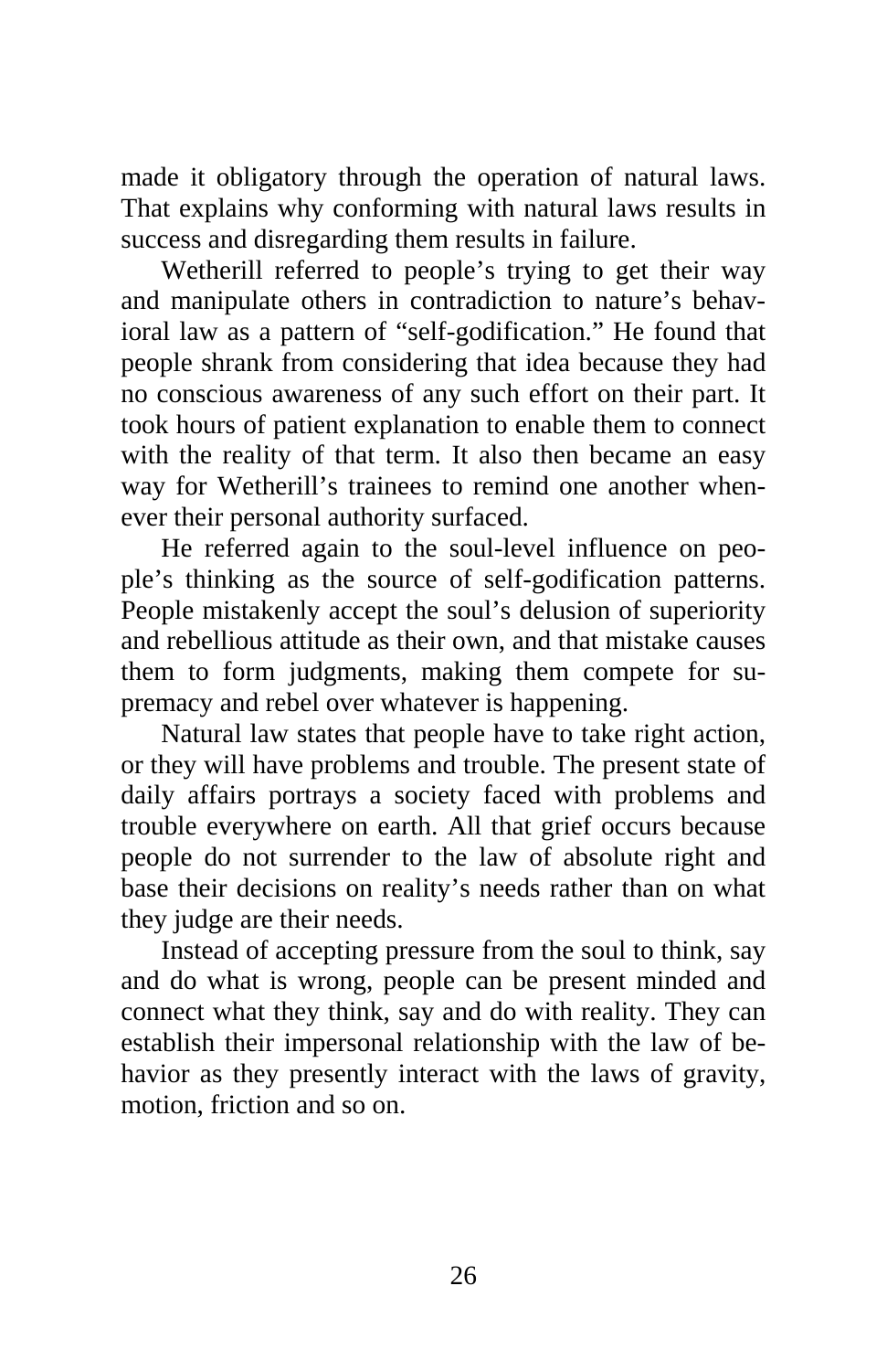made it obligatory through the operation of natural laws. That explains why conforming with natural laws results in success and disregarding them results in failure.

Wetherill referred to people's trying to get their way and manipulate others in contradiction to nature's behavioral law as a pattern of "self-godification." He found that people shrank from considering that idea because they had no conscious awareness of any such effort on their part. It took hours of patient explanation to enable them to connect with the reality of that term. It also then became an easy way for Wetherill's trainees to remind one another whenever their personal authority surfaced.

He referred again to the soul-level influence on people's thinking as the source of self-godification patterns. People mistakenly accept the soul's delusion of superiority and rebellious attitude as their own, and that mistake causes them to form judgments, making them compete for supremacy and rebel over whatever is happening.

Natural law states that people have to take right action, or they will have problems and trouble. The present state of daily affairs portrays a society faced with problems and trouble everywhere on earth. All that grief occurs because people do not surrender to the law of absolute right and base their decisions on reality's needs rather than on what they judge are their needs.

Instead of accepting pressure from the soul to think, say and do what is wrong, people can be present minded and connect what they think, say and do with reality. They can establish their impersonal relationship with the law of behavior as they presently interact with the laws of gravity, motion, friction and so on.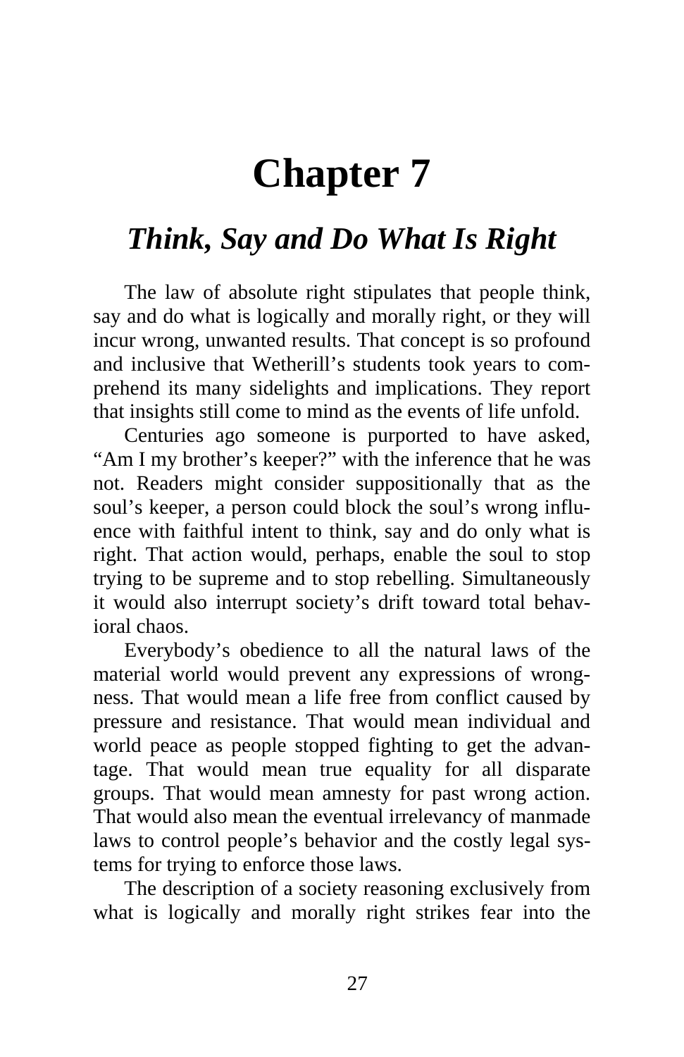# Chapter 7

## *Think, Say and Do What Is Right*

The law of absolute right stipulates that people think, say and do what is logically and morally right, or they will incur wrong, unwanted results. That concept is so profound and inclusive that Wetherill's students took years to comprehend its many sidelights and implications. They report that insights still come to mind as the events of life unfold.

Centuries ago someone is purported to have asked, "Am I my brother's keeper?" with the inference that he was not. Readers might consider suppositionally that as the soul's keeper, a person could block the soul's wrong influence with faithful intent to think, say and do only what is right. That action would, perhaps, enable the soul to stop trying to be supreme and to stop rebelling. Simultaneously it would also interrupt society's drift toward total behavioral chaos.

Everybody's obedience to all the natural laws of the material world would prevent any expressions of wrongness. That would mean a life free from conflict caused by pressure and resistance. That would mean individual and world peace as people stopped fighting to get the advantage. That would mean true equality for all disparate groups. That would mean amnesty for past wrong action. That would also mean the eventual irrelevancy of manmade laws to control people's behavior and the costly legal systems for trying to enforce those laws.

The description of a society reasoning exclusively from what is logically and morally right strikes fear into the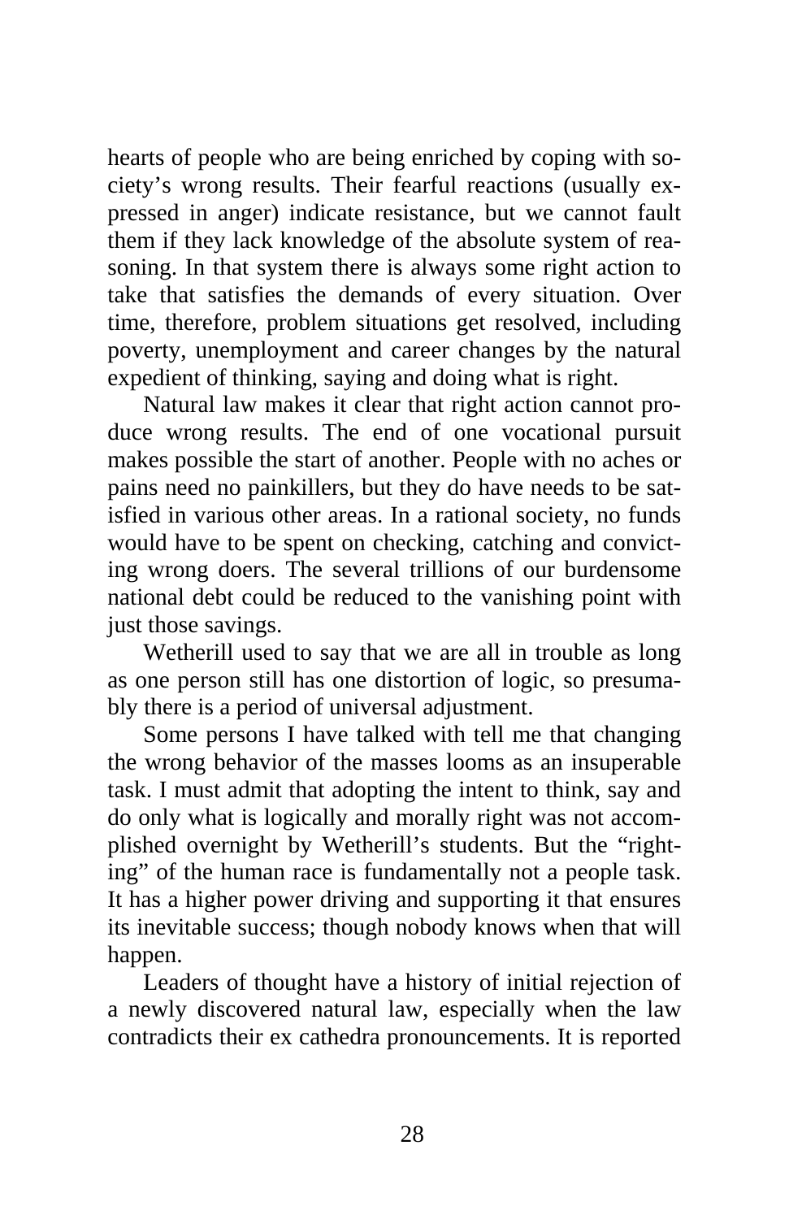hearts of people who are being enriched by coping with society's wrong results. Their fearful reactions (usually expressed in anger) indicate resistance, but we cannot fault them if they lack knowledge of the absolute system of reasoning. In that system there is always some right action to take that satisfies the demands of every situation. Over time, therefore, problem situations get resolved, including poverty, unemployment and career changes by the natural expedient of thinking, saying and doing what is right.

Natural law makes it clear that right action cannot produce wrong results. The end of one vocational pursuit makes possible the start of another. People with no aches or pains need no painkillers, but they do have needs to be satisfied in various other areas. In a rational society, no funds would have to be spent on checking, catching and convicting wrong doers. The several trillions of our burdensome national debt could be reduced to the vanishing point with just those savings.

Wetherill used to say that we are all in trouble as long as one person still has one distortion of logic, so presumably there is a period of universal adjustment.

Some persons I have talked with tell me that changing the wrong behavior of the masses looms as an insuperable task. I must admit that adopting the intent to think, say and do only what is logically and morally right was not accomplished overnight by Wetherill's students. But the "righting" of the human race is fundamentally not a people task. It has a higher power driving and supporting it that ensures its inevitable success; though nobody knows when that will happen.

Leaders of thought have a history of initial rejection of a newly discovered natural law, especially when the law contradicts their ex cathedra pronouncements. It is reported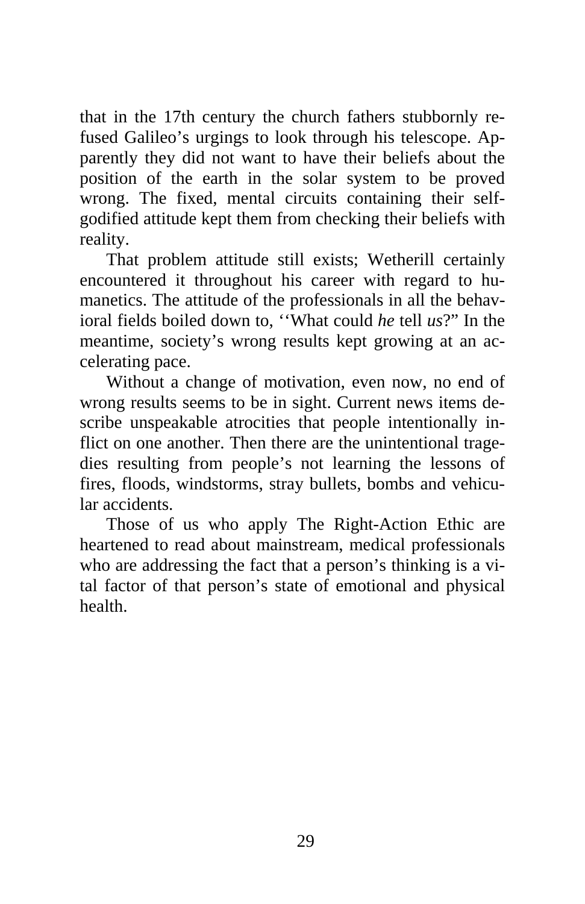that in the 17th century the church fathers stubbornly refused Galileo's urgings to look through his telescope. Apparently they did not want to have their beliefs about the position of the earth in the solar system to be proved wrong. The fixed, mental circuits containing their self-godified attitude kept them from checking their beliefs with reality.

That problem attitude still exists; Wetherill certainly encountered it throughout his career with regard to humanetics. The attitude of the professionals in all the behavioral fields boiled down to, ''What could *he* tell *us*?" In the meantime, society's wrong results kept growing at an accelerating pace.

Without a change of motivation, even now, no end of wrong results seems to be in sight. Current news items describe unspeakable atrocities that people intentionally inflict on one another. Then there are the unintentional tragedies resulting from people's not learning the lessons of fires, floods, windstorms, stray bullets, bombs and vehicular accidents.

Those of us who apply The Right-Action Ethic are heartened to read about mainstream, medical professionals who are addressing the fact that a person's thinking is a vital factor of that person's state of emotional and physical health.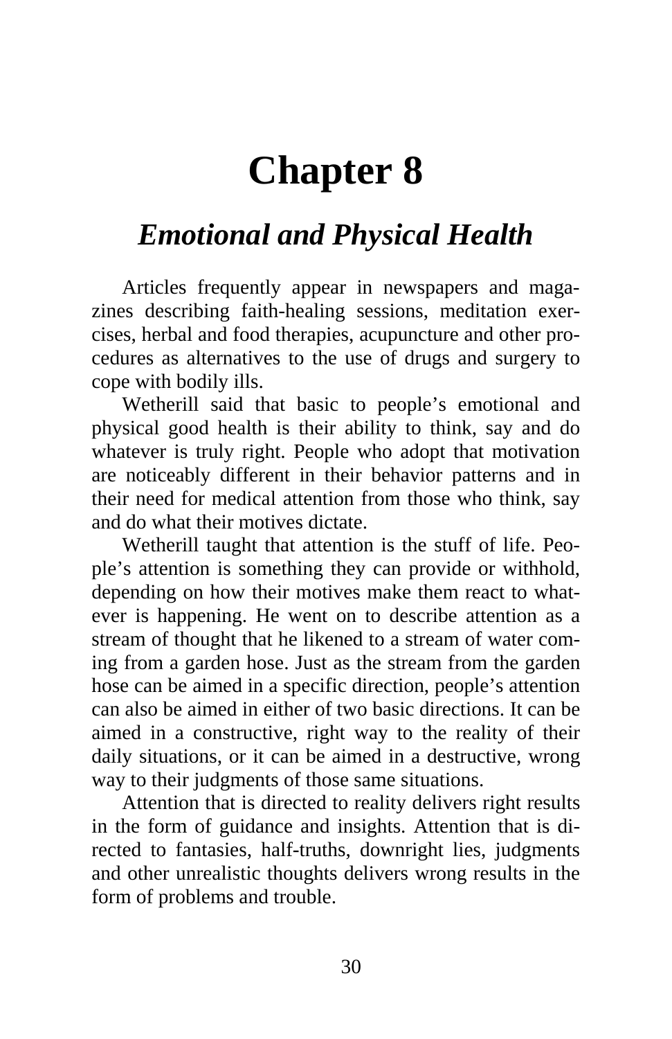# Chapter 8

## *Emotional and Physical Health*

Articles frequently appear in newspapers and magazines describing faith-healing sessions, meditation exercises, herbal and food therapies, acupuncture and other procedures as alternatives to the use of drugs and surgery to cope with bodily ills.

Wetherill said that basic to people's emotional and physical good health is their ability to think, say and do whatever is truly right. People who adopt that motivation are noticeably different in their behavior patterns and in their need for medical attention from those who think, say and do what their motives dictate.

Wetherill taught that attention is the stuff of life. People's attention is something they can provide or withhold, depending on how their motives make them react to whatever is happening. He went on to describe attention as a stream of thought that he likened to a stream of water coming from a garden hose. Just as the stream from the garden hose can be aimed in a specific direction, people's attention can also be aimed in either of two basic directions. It can be aimed in a constructive, right way to the reality of their daily situations, or it can be aimed in a destructive, wrong way to their judgments of those same situations.

Attention that is directed to reality delivers right results in the form of guidance and insights. Attention that is directed to fantasies, half-truths, downright lies, judgments and other unrealistic thoughts delivers wrong results in the form of problems and trouble.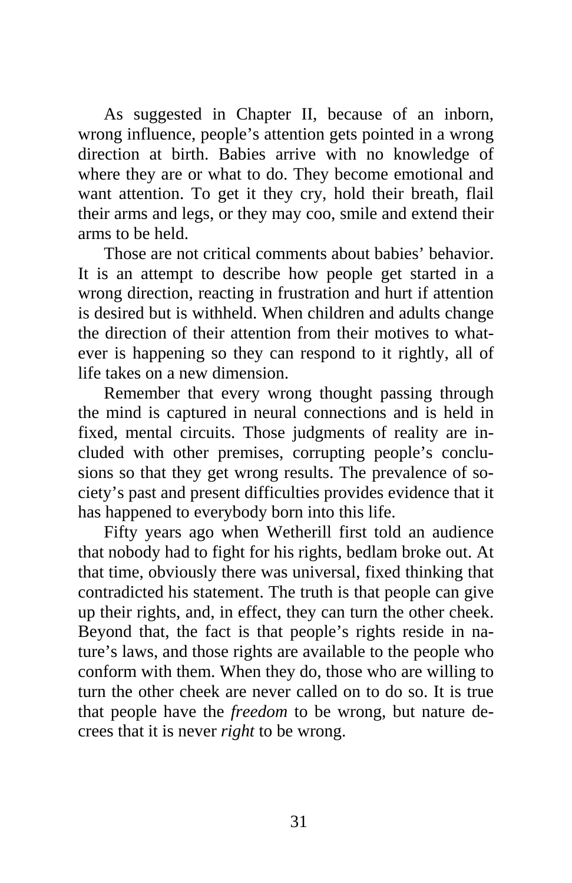As suggested in Chapter II, because of an inborn, wrong influence, people's attention gets pointed in a wrong direction at birth. Babies arrive with no knowledge of where they are or what to do. They become emotional and want attention. To get it they cry, hold their breath, flail their arms and legs, or they may coo, smile and extend their arms to be held.

Those are not critical comments about babies' behavior. It is an attempt to describe how people get started in a wrong direction, reacting in frustration and hurt if attention is desired but is withheld. When children and adults change the direction of their attention from their motives to whatever is happening so they can respond to it rightly, all of life takes on a new dimension.

Remember that every wrong thought passing through the mind is captured in neural connections and is held in fixed, mental circuits. Those judgments of reality are included with other premises, corrupting people's conclusions so that they get wrong results. The prevalence of society's past and present difficulties provides evidence that it has happened to everybody born into this life.

Fifty years ago when Wetherill first told an audience that nobody had to fight for his rights, bedlam broke out. At that time, obviously there was universal, fixed thinking that contradicted his statement. The truth is that people can give up their rights, and, in effect, they can turn the other cheek. Beyond that, the fact is that people's rights reside in nature's laws, and those rights are available to the people who conform with them. When they do, those who are willing to turn the other cheek are never called on to do so. It is true that people have the *freedom* to be wrong, but nature decrees that it is never *right* to be wrong.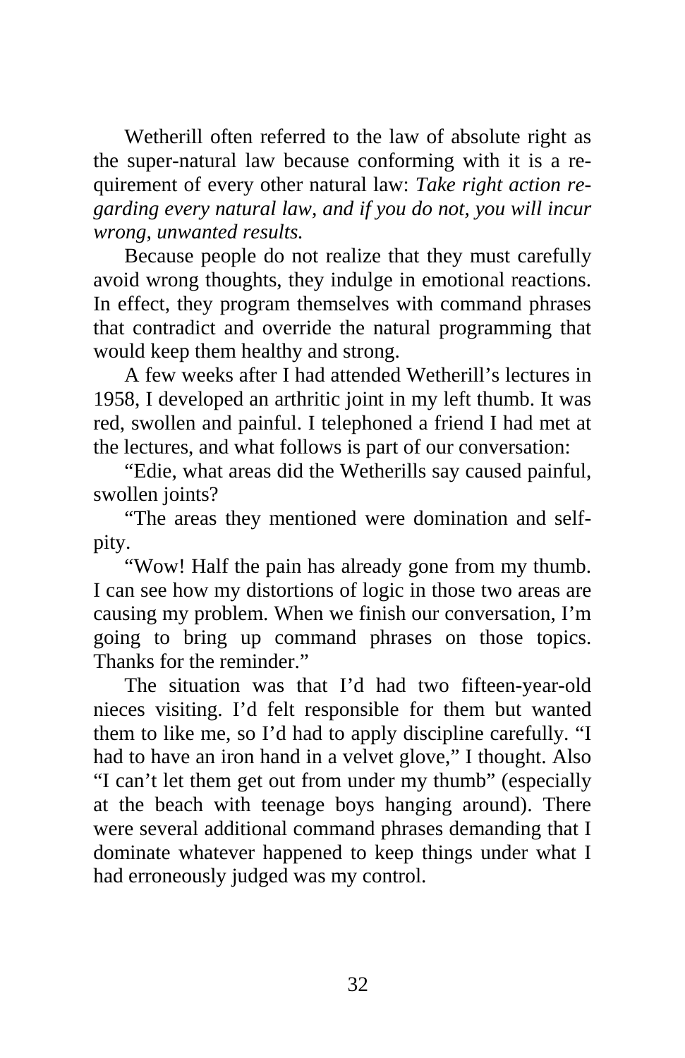Wetherill often referred to the law of absolute right as the super-natural law because conforming with it is a requirement of every other natural law: *Take right action regarding every natural law, and if you do not, you will incur wrong, unwanted results.*

Because people do not realize that they must carefully avoid wrong thoughts, they indulge in emotional reactions. In effect, they program themselves with command phrases that contradict and override the natural programming that would keep them healthy and strong.

A few weeks after I had attended Wetherill's lectures in 1958, I developed an arthritic joint in my left thumb. It was red, swollen and painful. I telephoned a friend I had met at the lectures, and what follows is part of our conversation:

"Edie, what areas did the Wetherills say caused painful, swollen joints?

"The areas they mentioned were domination and self-pity.

"Wow! Half the pain has already gone from my thumb. I can see how my distortions of logic in those two areas are causing my problem. When we finish our conversation, I'm going to bring up command phrases on those topics. Thanks for the reminder."

The situation was that I'd had two fifteen-year-old nieces visiting. I'd felt responsible for them but wanted them to like me, so I'd had to apply discipline carefully. "I had to have an iron hand in a velvet glove," I thought. Also "I can't let them get out from under my thumb" (especially at the beach with teenage boys hanging around). There were several additional command phrases demanding that I dominate whatever happened to keep things under what I had erroneously judged was my control.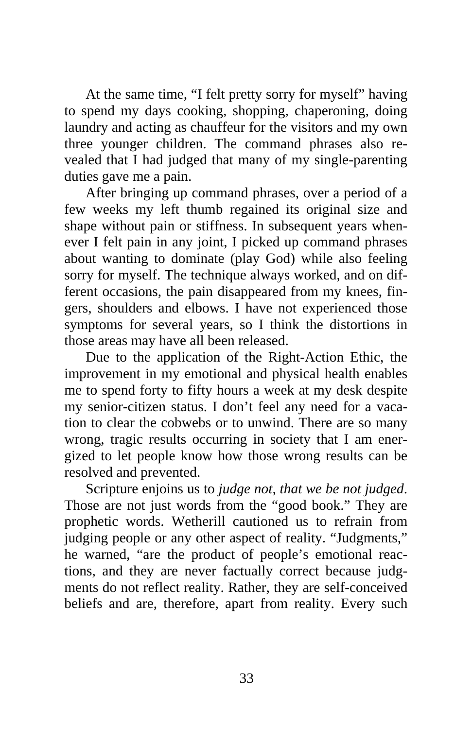At the same time, "I felt pretty sorry for myself" having to spend my days cooking, shopping, chaperoning, doing laundry and acting as chauffeur for the visitors and my own three younger children. The command phrases also revealed that I had judged that many of my single-parenting duties gave me a pain.

After bringing up command phrases, over a period of a few weeks my left thumb regained its original size and shape without pain or stiffness. In subsequent years whenever I felt pain in any joint, I picked up command phrases about wanting to dominate (play God) while also feeling sorry for myself. The technique always worked, and on different occasions, the pain disappeared from my knees, fingers, shoulders and elbows. I have not experienced those symptoms for several years, so I think the distortions in those areas may have all been released.

Due to the application of the Right-Action Ethic, the improvement in my emotional and physical health enables me to spend forty to fifty hours a week at my desk despite my senior-citizen status. I don't feel any need for a vacation to clear the cobwebs or to unwind. There are so many wrong, tragic results occurring in society that I am energized to let people know how those wrong results can be resolved and prevented.

Scripture enjoins us to *judge not, that we be not judged*. Those are not just words from the "good book." They are prophetic words. Wetherill cautioned us to refrain from judging people or any other aspect of reality. "Judgments," he warned, "are the product of people's emotional reactions, and they are never factually correct because judgments do not reflect reality. Rather, they are self-conceived beliefs and are, therefore, apart from reality. Every such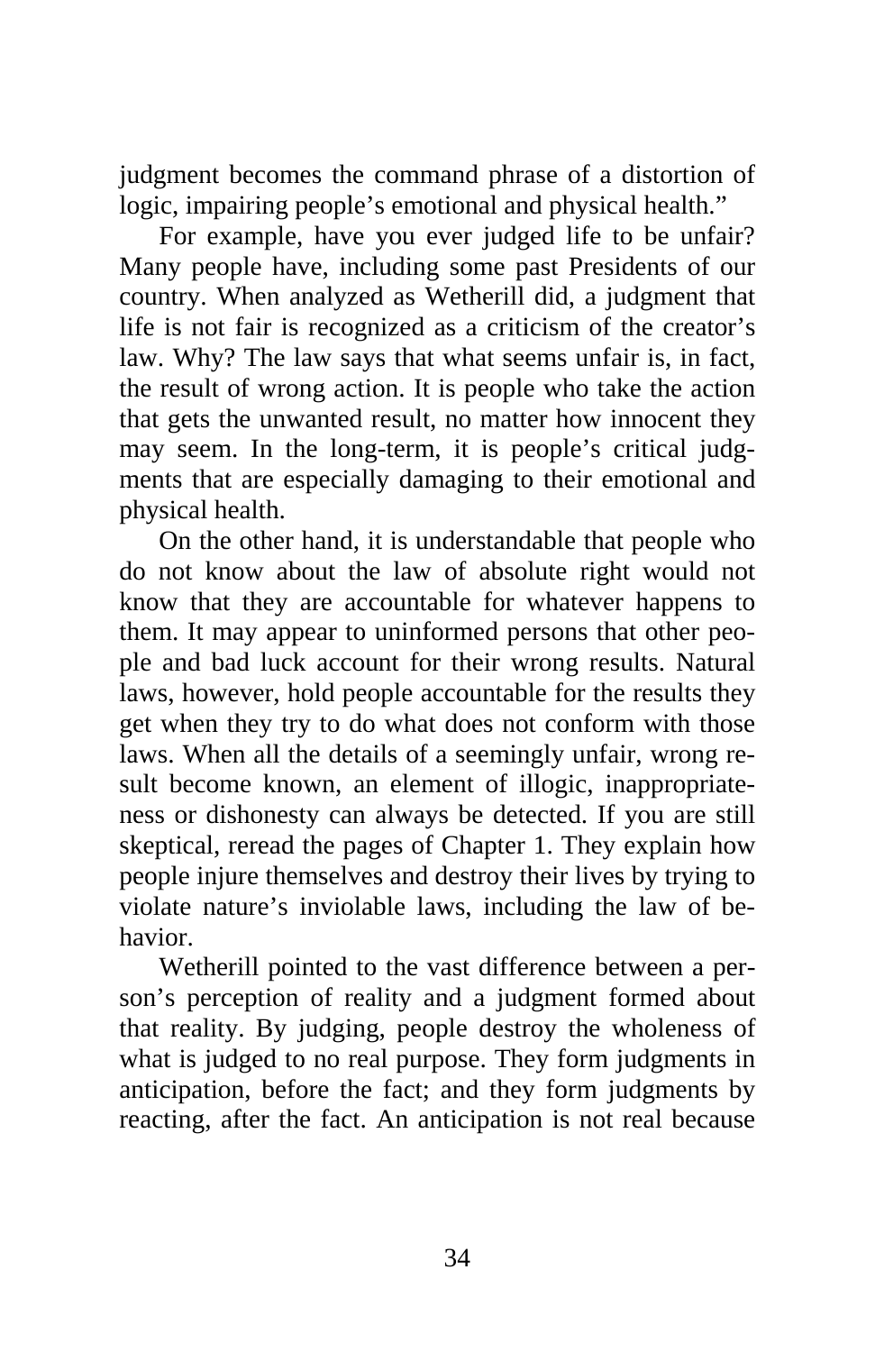judgment becomes the command phrase of a distortion of logic, impairing people's emotional and physical health."

For example, have you ever judged life to be unfair? Many people have, including some past Presidents of our country. When analyzed as Wetherill did, a judgment that life is not fair is recognized as a criticism of the creator's law. Why? The law says that what seems unfair is, in fact, the result of wrong action. It is people who take the action that gets the unwanted result, no matter how innocent they may seem. In the long-term, it is people's critical judgments that are especially damaging to their emotional and physical health.

On the other hand, it is understandable that people who do not know about the law of absolute right would not know that they are accountable for whatever happens to them. It may appear to uninformed persons that other people and bad luck account for their wrong results. Natural laws, however, hold people accountable for the results they get when they try to do what does not conform with those laws. When all the details of a seemingly unfair, wrong result become known, an element of illogic, inappropriateness or dishonesty can always be detected. If you are still skeptical, reread the pages of Chapter 1. They explain how people injure themselves and destroy their lives by trying to violate nature's inviolable laws, including the law of behavior.

Wetherill pointed to the vast difference between a person's perception of reality and a judgment formed about that reality. By judging, people destroy the wholeness of what is judged to no real purpose. They form judgments in anticipation, before the fact; and they form judgments by reacting, after the fact. An anticipation is not real because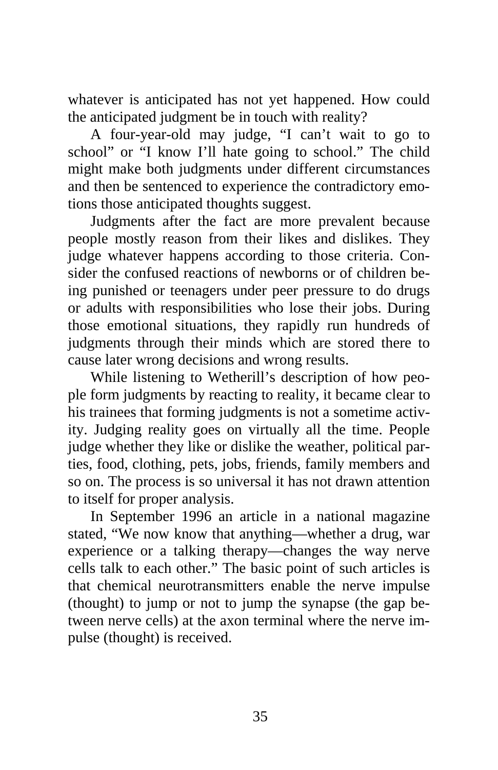whatever is anticipated has not yet happened. How could the anticipated judgment be in touch with reality?

A four-year-old may judge, “I can’t wait to go to school” or “I know I’ll hate going to school.” The child might make both judgments under different circumstances and then be sentenced to experience the contradictory emotions those anticipated thoughts suggest.

Judgments after the fact are more prevalent because people mostly reason from their likes and dislikes. They judge whatever happens according to those criteria. Consider the confused reactions of newborns or of children being punished or teenagers under peer pressure to do drugs or adults with responsibilities who lose their jobs. During those emotional situations, they rapidly run hundreds of judgments through their minds which are stored there to cause later wrong decisions and wrong results.

While listening to Wetherill’s description of how people form judgments by reacting to reality, it became clear to his trainees that forming judgments is not a sometime activity. Judging reality goes on virtually all the time. People judge whether they like or dislike the weather, political parties, food, clothing, pets, jobs, friends, family members and so on. The process is so universal it has not drawn attention to itself for proper analysis.

In September 1996 an article in a national magazine stated, “We now know that anything—whether a drug, war experience or a talking therapy—changes the way nerve cells talk to each other.” The basic point of such articles is that chemical neurotransmitters enable the nerve impulse (thought) to jump or not to jump the synapse (the gap between nerve cells) at the axon terminal where the nerve impulse (thought) is received.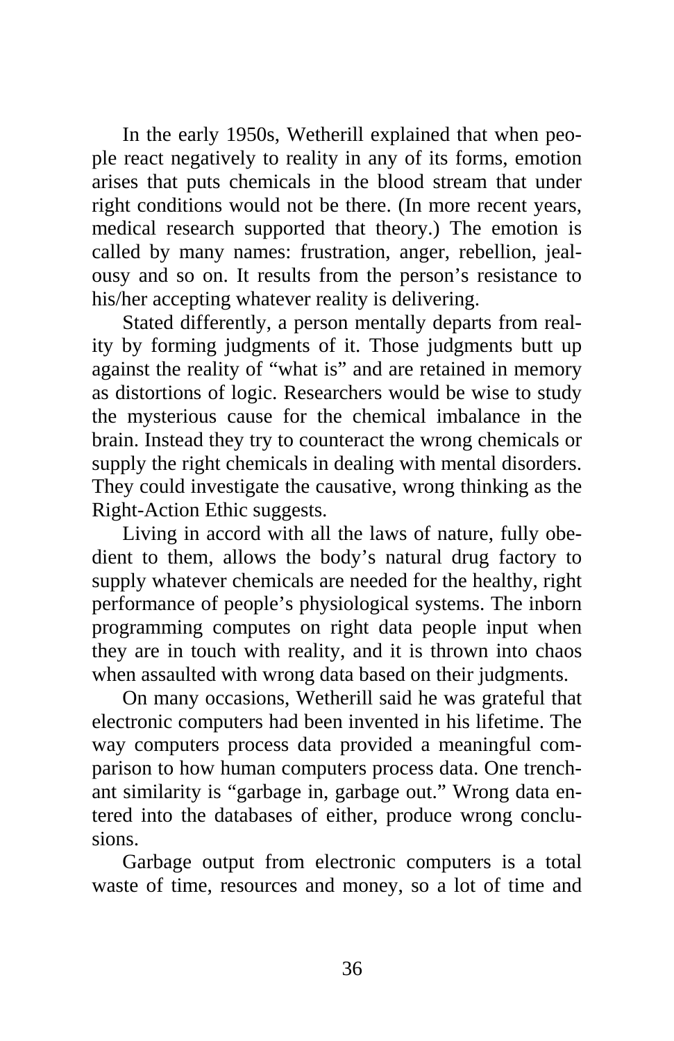In the early 1950s, Wetherill explained that when people react negatively to reality in any of its forms, emotion arises that puts chemicals in the blood stream that under right conditions would not be there. (In more recent years, medical research supported that theory.) The emotion is called by many names: frustration, anger, rebellion, jealousy and so on. It results from the person's resistance to his/her accepting whatever reality is delivering.

Stated differently, a person mentally departs from reality by forming judgments of it. Those judgments butt up against the reality of "what is" and are retained in memory as distortions of logic. Researchers would be wise to study the mysterious cause for the chemical imbalance in the brain. Instead they try to counteract the wrong chemicals or supply the right chemicals in dealing with mental disorders. They could investigate the causative, wrong thinking as the Right-Action Ethic suggests.

Living in accord with all the laws of nature, fully obedient to them, allows the body's natural drug factory to supply whatever chemicals are needed for the healthy, right performance of people's physiological systems. The inborn programming computes on right data people input when they are in touch with reality, and it is thrown into chaos when assaulted with wrong data based on their judgments.

On many occasions, Wetherill said he was grateful that electronic computers had been invented in his lifetime. The way computers process data provided a meaningful comparison to how human computers process data. One trenchant similarity is "garbage in, garbage out." Wrong data entered into the databases of either, produce wrong conclusions.

Garbage output from electronic computers is a total waste of time, resources and money, so a lot of time and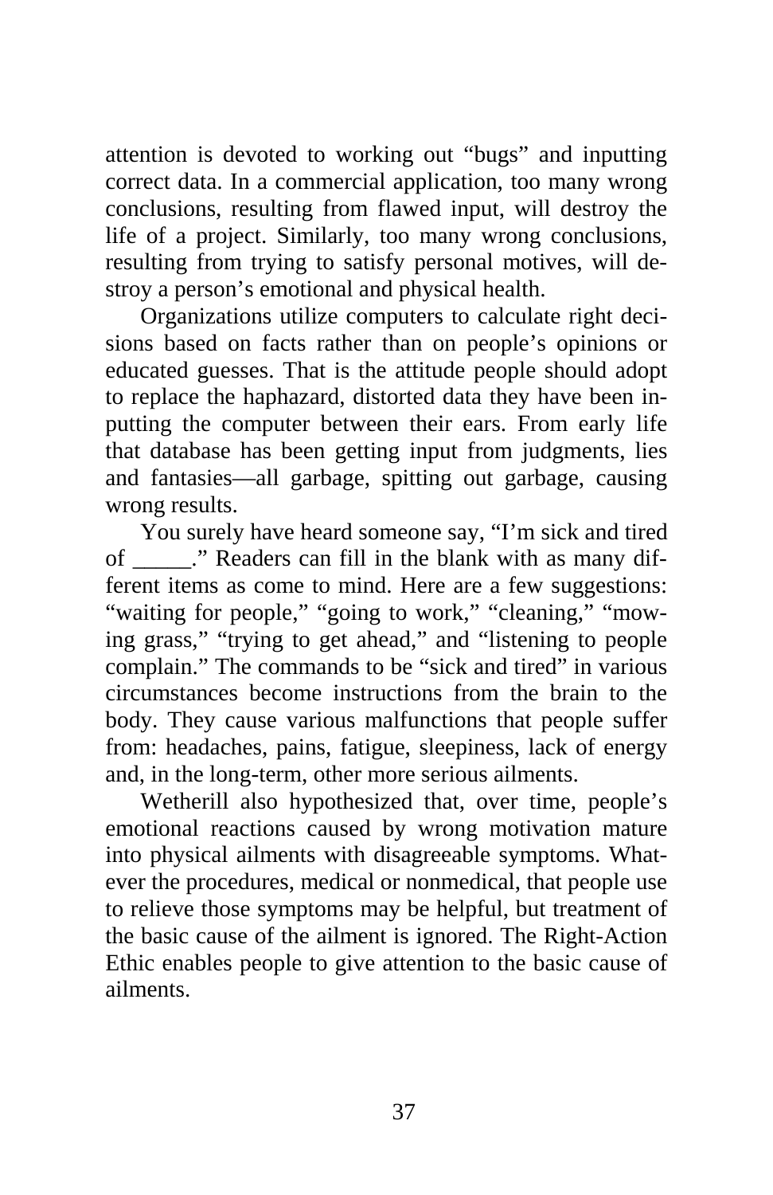attention is devoted to working out "bugs" and inputting correct data. In a commercial application, too many wrong conclusions, resulting from flawed input, will destroy the life of a project. Similarly, too many wrong conclusions, resulting from trying to satisfy personal motives, will destroy a person's emotional and physical health.

Organizations utilize computers to calculate right decisions based on facts rather than on people's opinions or educated guesses. That is the attitude people should adopt to replace the haphazard, distorted data they have been inputting the computer between their ears. From early life that database has been getting input from judgments, lies and fantasies—all garbage, spitting out garbage, causing wrong results.

You surely have heard someone say, "I'm sick and tired of _____." Readers can fill in the blank with as many different items as come to mind. Here are a few suggestions: "waiting for people," "going to work," "cleaning," "mowing grass," "trying to get ahead," and "listening to people complain." The commands to be "sick and tired" in various circumstances become instructions from the brain to the body. They cause various malfunctions that people suffer from: headaches, pains, fatigue, sleepiness, lack of energy and, in the long-term, other more serious ailments.

Wetherill also hypothesized that, over time, people's emotional reactions caused by wrong motivation mature into physical ailments with disagreeable symptoms. Whatever the procedures, medical or nonmedical, that people use to relieve those symptoms may be helpful, but treatment of the basic cause of the ailment is ignored. The Right-Action Ethic enables people to give attention to the basic cause of ailments.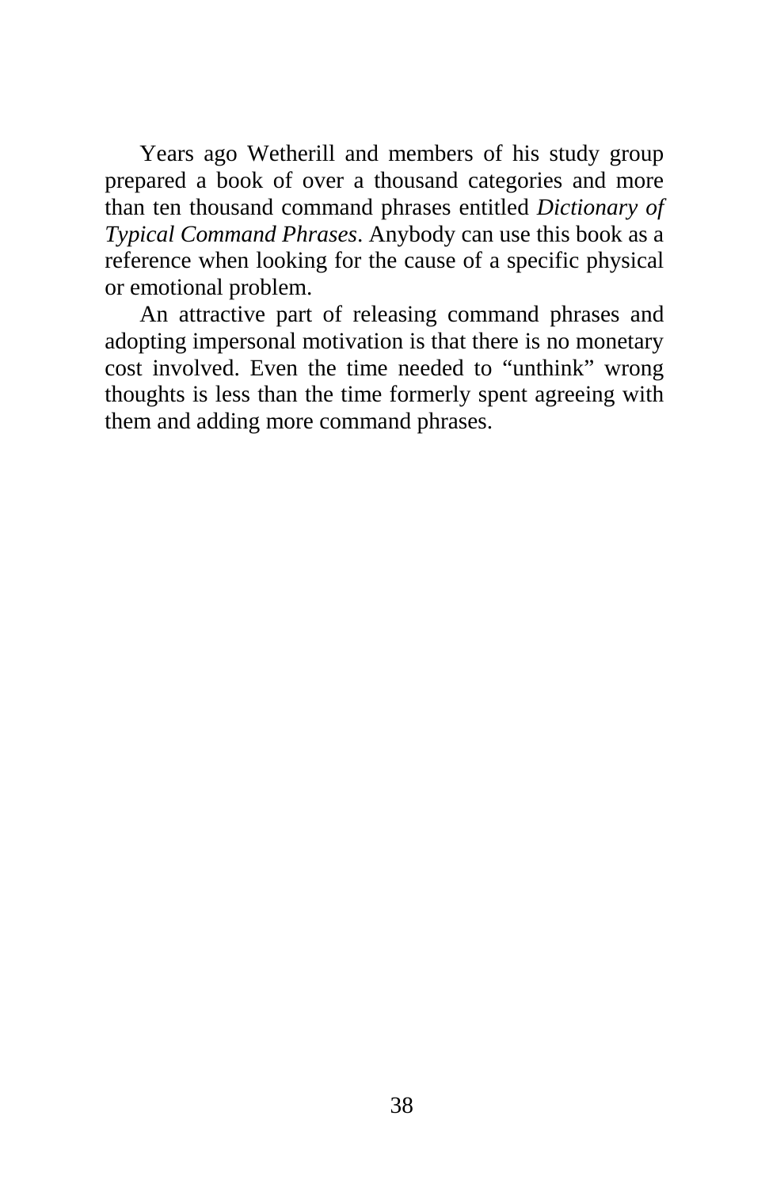Years ago Wetherill and members of his study group prepared a book of over a thousand categories and more than ten thousand command phrases entitled *Dictionary of Typical Command Phrases*. Anybody can use this book as a reference when looking for the cause of a specific physical or emotional problem.

An attractive part of releasing command phrases and adopting impersonal motivation is that there is no monetary cost involved. Even the time needed to “unthink” wrong thoughts is less than the time formerly spent agreeing with them and adding more command phrases.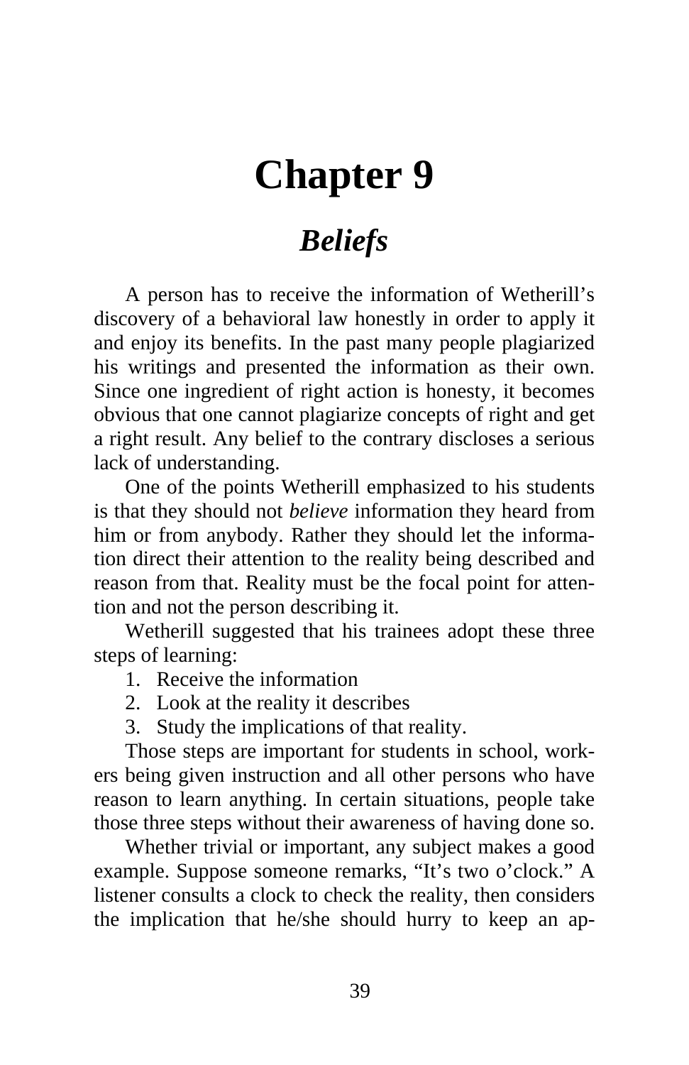# Chapter 9

## *Beliefs*

A person has to receive the information of Wetherill's discovery of a behavioral law honestly in order to apply it and enjoy its benefits. In the past many people plagiarized his writings and presented the information as their own. Since one ingredient of right action is honesty, it becomes obvious that one cannot plagiarize concepts of right and get a right result. Any belief to the contrary discloses a serious lack of understanding.

One of the points Wetherill emphasized to his students is that they should not *believe* information they heard from him or from anybody. Rather they should let the information direct their attention to the reality being described and reason from that. Reality must be the focal point for attention and not the person describing it.

Wetherill suggested that his trainees adopt these three steps of learning:

1. Receive the information
2. Look at the reality it describes
3. Study the implications of that reality.

Those steps are important for students in school, workers being given instruction and all other persons who have reason to learn anything. In certain situations, people take those three steps without their awareness of having done so.

Whether trivial or important, any subject makes a good example. Suppose someone remarks, "It's two o'clock." A listener consults a clock to check the reality, then considers the implication that he/she should hurry to keep an ap-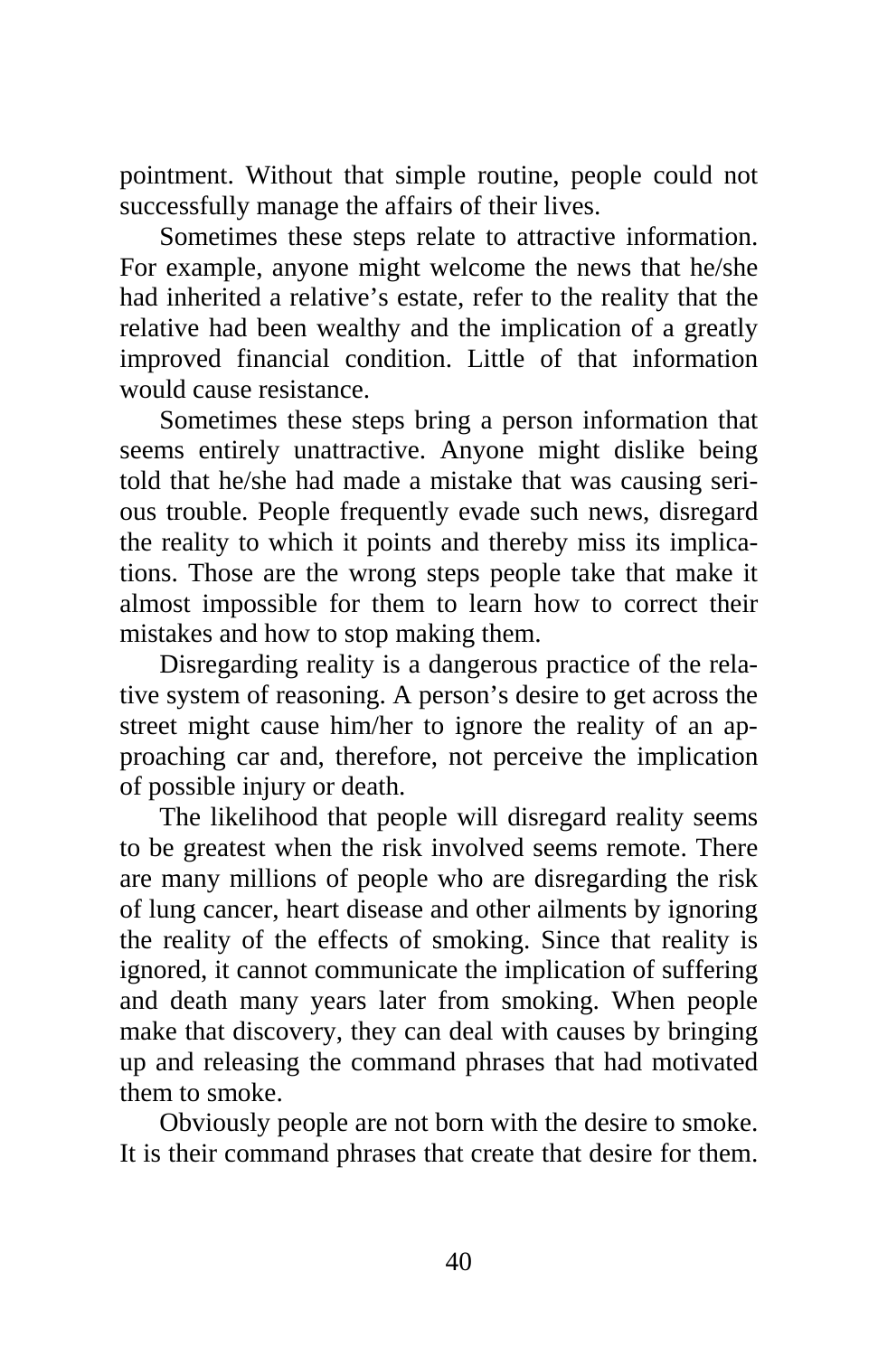pointment. Without that simple routine, people could not successfully manage the affairs of their lives.

Sometimes these steps relate to attractive information. For example, anyone might welcome the news that he/she had inherited a relative's estate, refer to the reality that the relative had been wealthy and the implication of a greatly improved financial condition. Little of that information would cause resistance.

Sometimes these steps bring a person information that seems entirely unattractive. Anyone might dislike being told that he/she had made a mistake that was causing serious trouble. People frequently evade such news, disregard the reality to which it points and thereby miss its implications. Those are the wrong steps people take that make it almost impossible for them to learn how to correct their mistakes and how to stop making them.

Disregarding reality is a dangerous practice of the relative system of reasoning. A person's desire to get across the street might cause him/her to ignore the reality of an approaching car and, therefore, not perceive the implication of possible injury or death.

The likelihood that people will disregard reality seems to be greatest when the risk involved seems remote. There are many millions of people who are disregarding the risk of lung cancer, heart disease and other ailments by ignoring the reality of the effects of smoking. Since that reality is ignored, it cannot communicate the implication of suffering and death many years later from smoking. When people make that discovery, they can deal with causes by bringing up and releasing the command phrases that had motivated them to smoke.

Obviously people are not born with the desire to smoke. It is their command phrases that create that desire for them.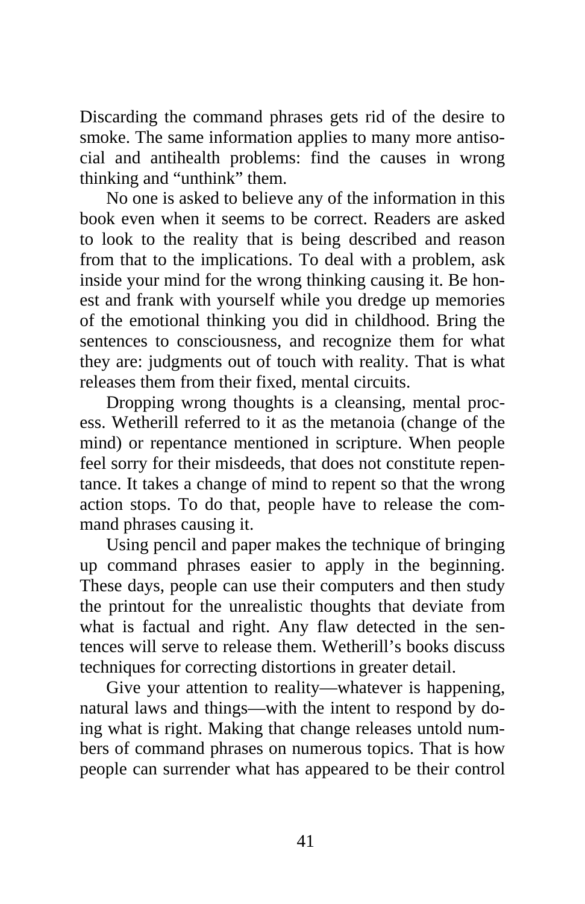Discarding the command phrases gets rid of the desire to smoke. The same information applies to many more antisocial and antihealth problems: find the causes in wrong thinking and "unthink" them.

No one is asked to believe any of the information in this book even when it seems to be correct. Readers are asked to look to the reality that is being described and reason from that to the implications. To deal with a problem, ask inside your mind for the wrong thinking causing it. Be honest and frank with yourself while you dredge up memories of the emotional thinking you did in childhood. Bring the sentences to consciousness, and recognize them for what they are: judgments out of touch with reality. That is what releases them from their fixed, mental circuits.

Dropping wrong thoughts is a cleansing, mental process. Wetherill referred to it as the metanoia (change of the mind) or repentance mentioned in scripture. When people feel sorry for their misdeeds, that does not constitute repentance. It takes a change of mind to repent so that the wrong action stops. To do that, people have to release the command phrases causing it.

Using pencil and paper makes the technique of bringing up command phrases easier to apply in the beginning. These days, people can use their computers and then study the printout for the unrealistic thoughts that deviate from what is factual and right. Any flaw detected in the sentences will serve to release them. Wetherill's books discuss techniques for correcting distortions in greater detail.

Give your attention to reality—whatever is happening, natural laws and things—with the intent to respond by doing what is right. Making that change releases untold numbers of command phrases on numerous topics. That is how people can surrender what has appeared to be their control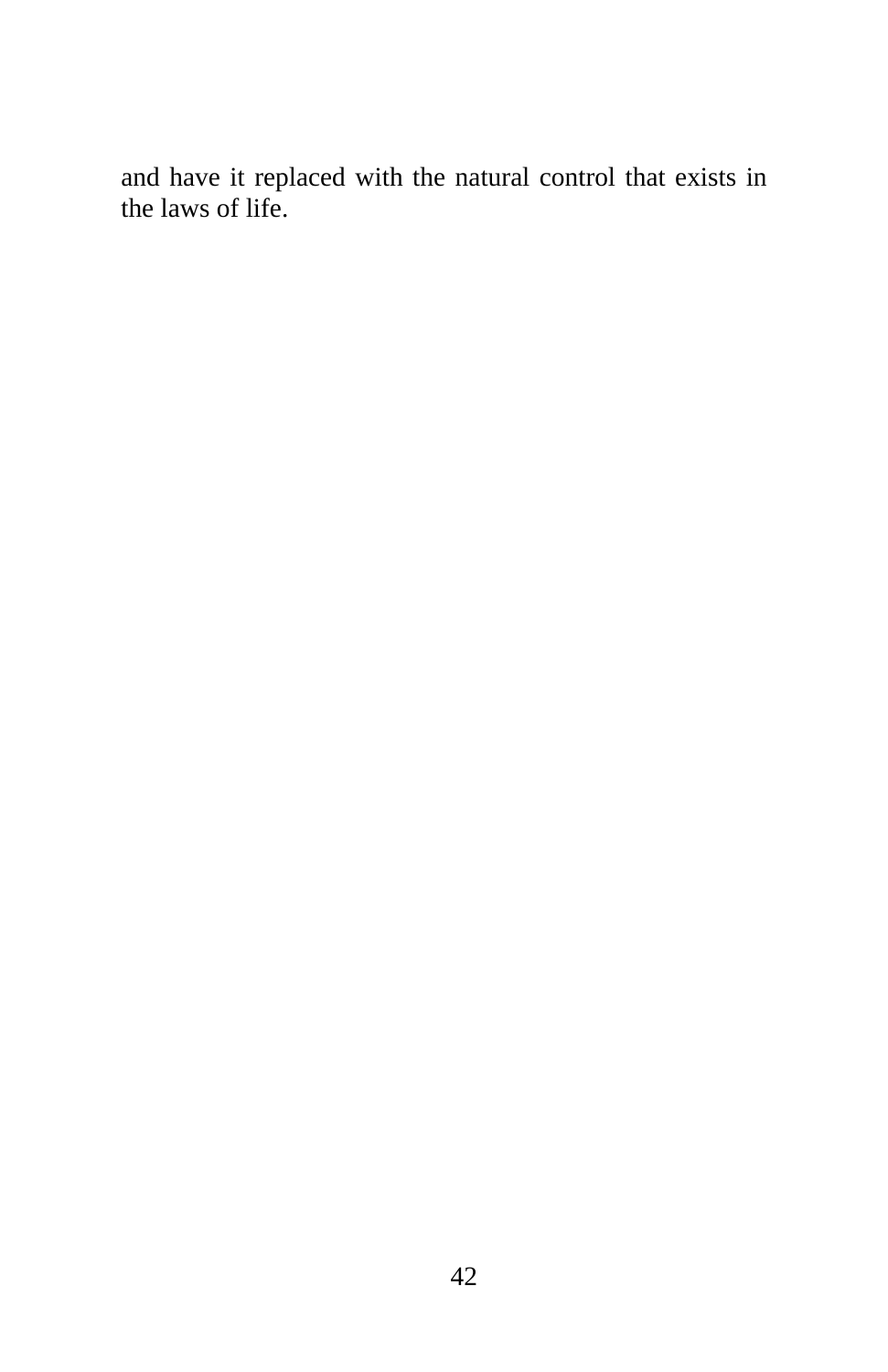and have it replaced with the natural control that exists in the laws of life.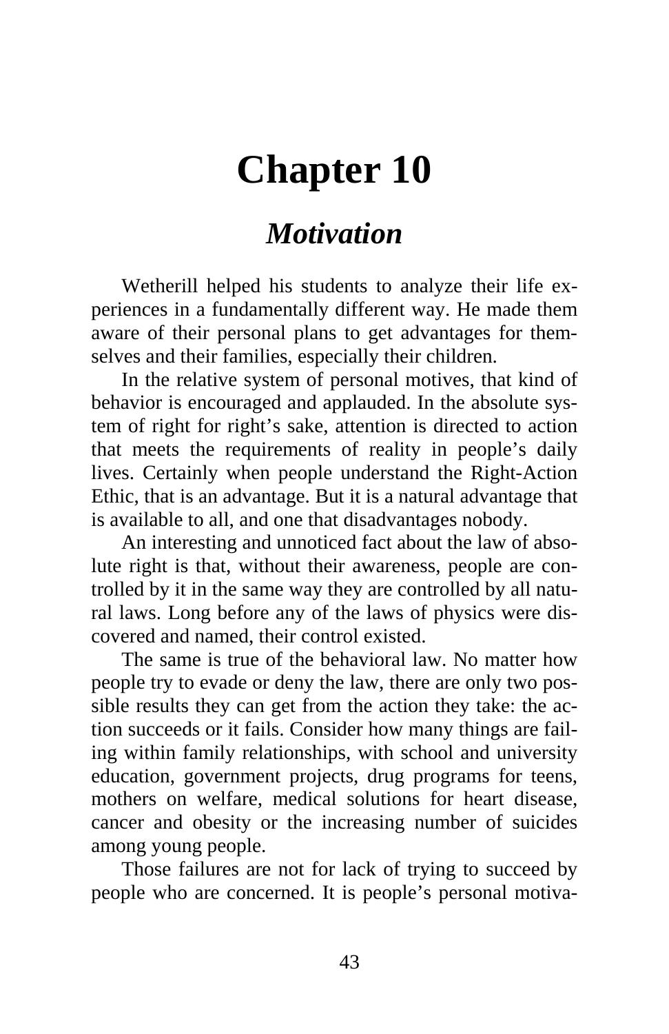# Chapter 10

## *Motivation*

Wetherill helped his students to analyze their life experiences in a fundamentally different way. He made them aware of their personal plans to get advantages for themselves and their families, especially their children.

In the relative system of personal motives, that kind of behavior is encouraged and applauded. In the absolute system of right for right's sake, attention is directed to action that meets the requirements of reality in people's daily lives. Certainly when people understand the Right-Action Ethic, that is an advantage. But it is a natural advantage that is available to all, and one that disadvantages nobody.

An interesting and unnoticed fact about the law of absolute right is that, without their awareness, people are controlled by it in the same way they are controlled by all natural laws. Long before any of the laws of physics were discovered and named, their control existed.

The same is true of the behavioral law. No matter how people try to evade or deny the law, there are only two possible results they can get from the action they take: the action succeeds or it fails. Consider how many things are failing within family relationships, with school and university education, government projects, drug programs for teens, mothers on welfare, medical solutions for heart disease, cancer and obesity or the increasing number of suicides among young people.

Those failures are not for lack of trying to succeed by people who are concerned. It is people's personal motiva-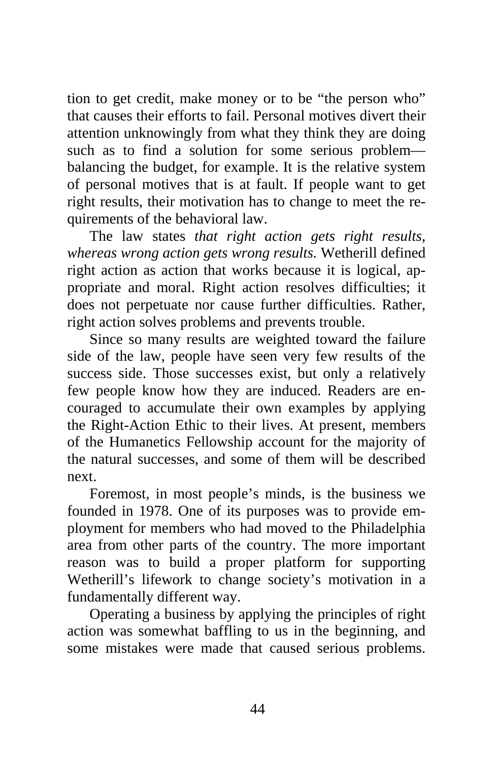tion to get credit, make money or to be "the person who" that causes their efforts to fail. Personal motives divert their attention unknowingly from what they think they are doing such as to find a solution for some serious problem—balancing the budget, for example. It is the relative system of personal motives that is at fault. If people want to get right results, their motivation has to change to meet the requirements of the behavioral law.

The law states *that right action gets right results, whereas wrong action gets wrong results.* Wetherill defined right action as action that works because it is logical, appropriate and moral. Right action resolves difficulties; it does not perpetuate nor cause further difficulties. Rather, right action solves problems and prevents trouble.

Since so many results are weighted toward the failure side of the law, people have seen very few results of the success side. Those successes exist, but only a relatively few people know how they are induced. Readers are encouraged to accumulate their own examples by applying the Right-Action Ethic to their lives. At present, members of the Humanetics Fellowship account for the majority of the natural successes, and some of them will be described next.

Foremost, in most people's minds, is the business we founded in 1978. One of its purposes was to provide employment for members who had moved to the Philadelphia area from other parts of the country. The more important reason was to build a proper platform for supporting Wetherill's lifework to change society's motivation in a fundamentally different way.

Operating a business by applying the principles of right action was somewhat baffling to us in the beginning, and some mistakes were made that caused serious problems.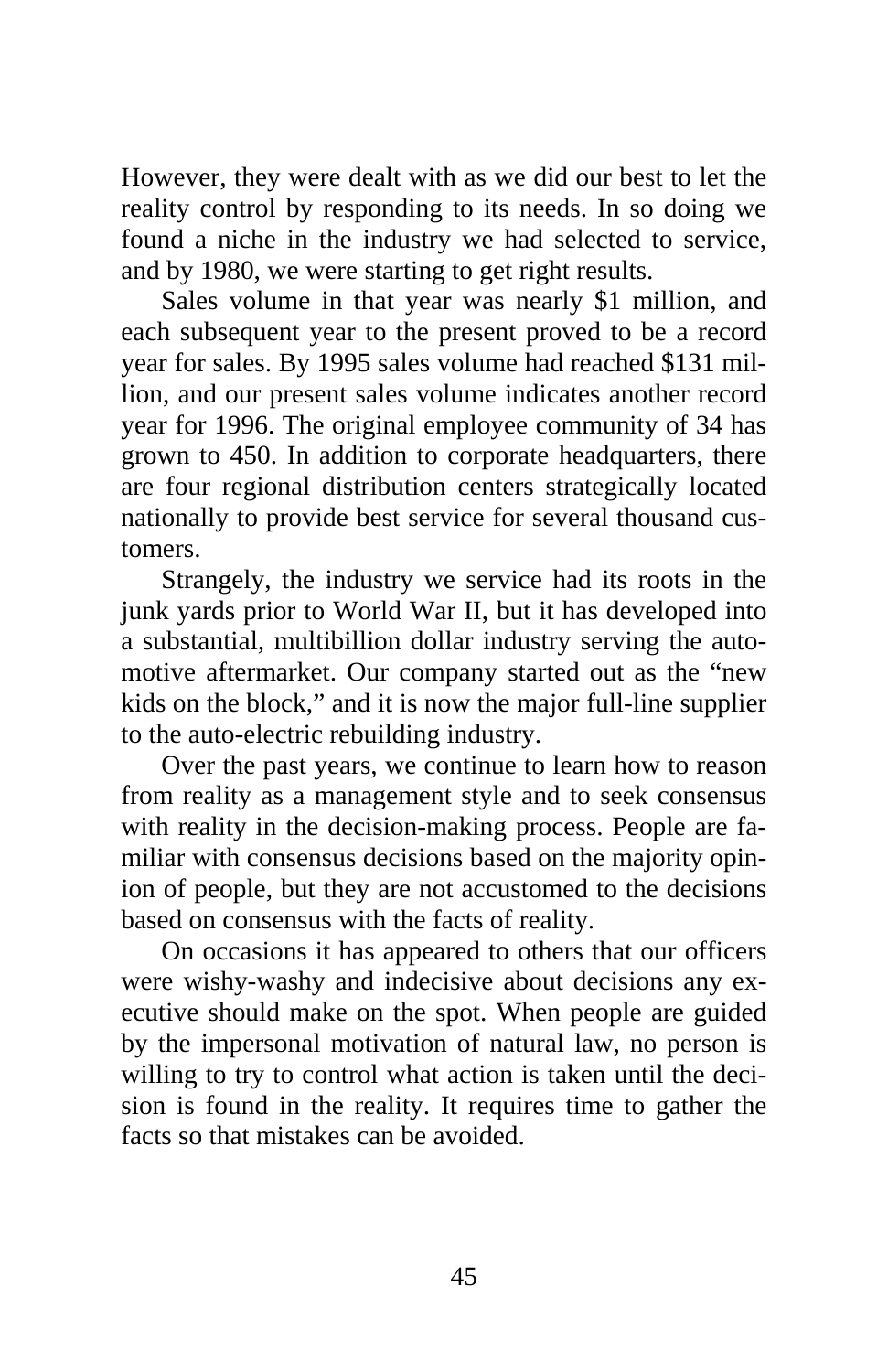However, they were dealt with as we did our best to let the reality control by responding to its needs. In so doing we found a niche in the industry we had selected to service, and by 1980, we were starting to get right results.

Sales volume in that year was nearly $1 million, and each subsequent year to the present proved to be a record year for sales. By 1995 sales volume had reached $131 million, and our present sales volume indicates another record year for 1996. The original employee community of 34 has grown to 450. In addition to corporate headquarters, there are four regional distribution centers strategically located nationally to provide best service for several thousand customers.

Strangely, the industry we service had its roots in the junk yards prior to World War II, but it has developed into a substantial, multibillion dollar industry serving the automotive aftermarket. Our company started out as the "new kids on the block," and it is now the major full-line supplier to the auto-electric rebuilding industry.

Over the past years, we continue to learn how to reason from reality as a management style and to seek consensus with reality in the decision-making process. People are familiar with consensus decisions based on the majority opinion of people, but they are not accustomed to the decisions based on consensus with the facts of reality.

On occasions it has appeared to others that our officers were wishy-washy and indecisive about decisions any executive should make on the spot. When people are guided by the impersonal motivation of natural law, no person is willing to try to control what action is taken until the decision is found in the reality. It requires time to gather the facts so that mistakes can be avoided.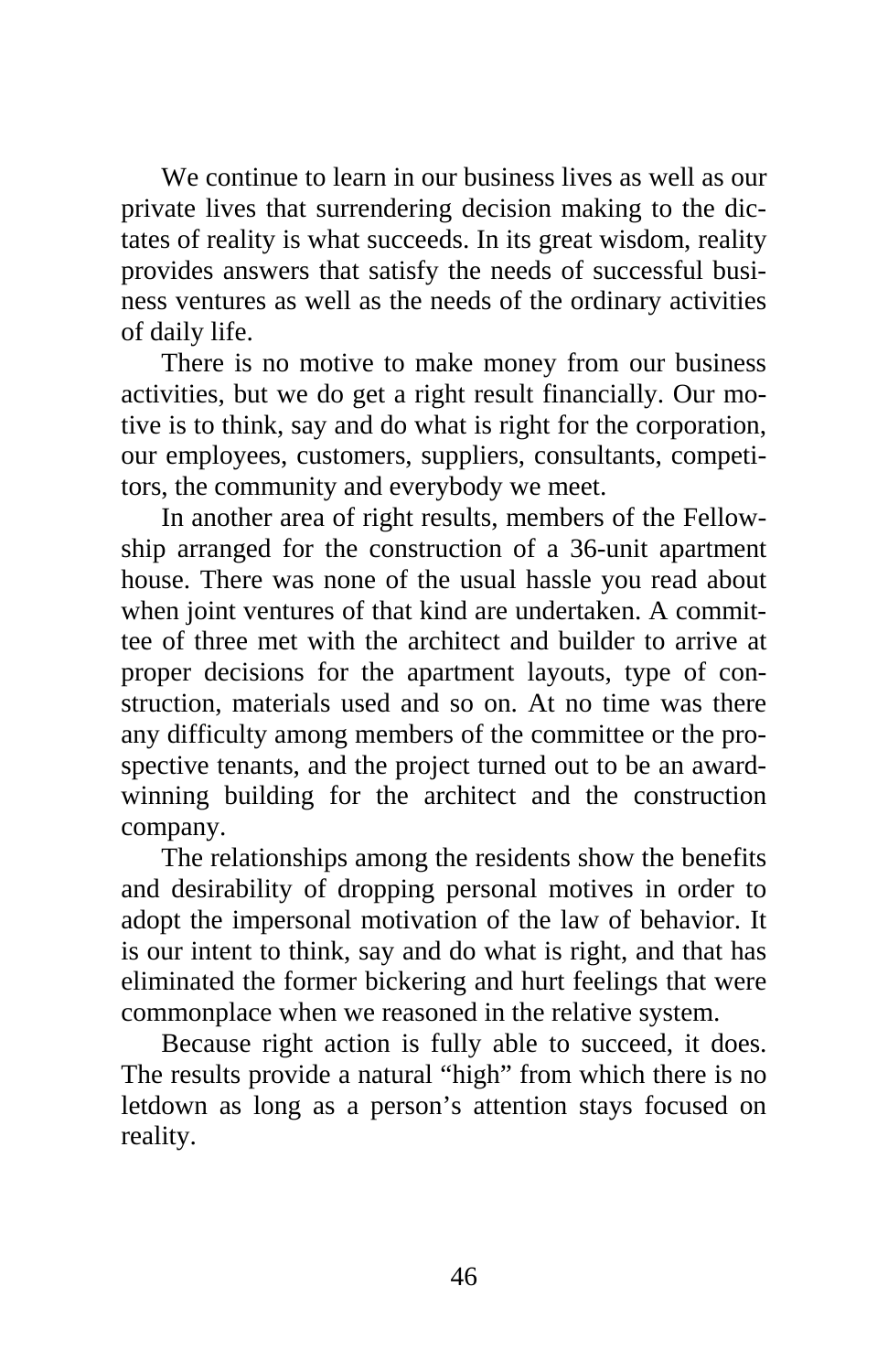We continue to learn in our business lives as well as our private lives that surrendering decision making to the dictates of reality is what succeeds. In its great wisdom, reality provides answers that satisfy the needs of successful business ventures as well as the needs of the ordinary activities of daily life.

There is no motive to make money from our business activities, but we do get a right result financially. Our motive is to think, say and do what is right for the corporation, our employees, customers, suppliers, consultants, competitors, the community and everybody we meet.

In another area of right results, members of the Fellowship arranged for the construction of a 36-unit apartment house. There was none of the usual hassle you read about when joint ventures of that kind are undertaken. A committee of three met with the architect and builder to arrive at proper decisions for the apartment layouts, type of construction, materials used and so on. At no time was there any difficulty among members of the committee or the prospective tenants, and the project turned out to be an award-winning building for the architect and the construction company.

The relationships among the residents show the benefits and desirability of dropping personal motives in order to adopt the impersonal motivation of the law of behavior. It is our intent to think, say and do what is right, and that has eliminated the former bickering and hurt feelings that were commonplace when we reasoned in the relative system.

Because right action is fully able to succeed, it does. The results provide a natural "high" from which there is no letdown as long as a person's attention stays focused on reality.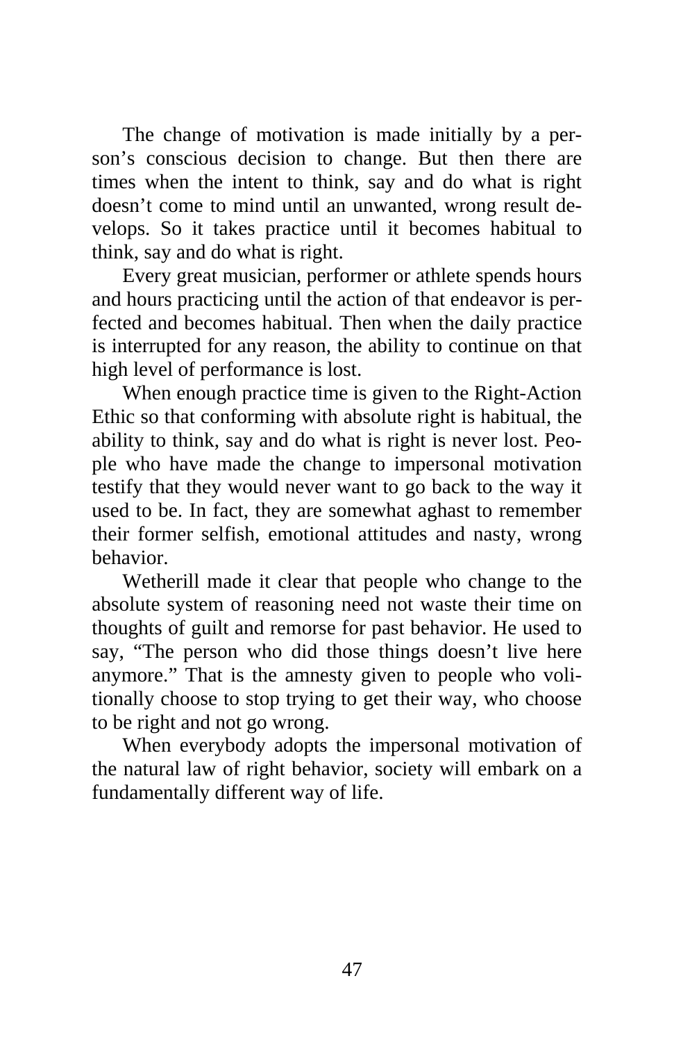The change of motivation is made initially by a person's conscious decision to change. But then there are times when the intent to think, say and do what is right doesn't come to mind until an unwanted, wrong result develops. So it takes practice until it becomes habitual to think, say and do what is right.

Every great musician, performer or athlete spends hours and hours practicing until the action of that endeavor is perfected and becomes habitual. Then when the daily practice is interrupted for any reason, the ability to continue on that high level of performance is lost.

When enough practice time is given to the Right-Action Ethic so that conforming with absolute right is habitual, the ability to think, say and do what is right is never lost. People who have made the change to impersonal motivation testify that they would never want to go back to the way it used to be. In fact, they are somewhat aghast to remember their former selfish, emotional attitudes and nasty, wrong behavior.

Wetherill made it clear that people who change to the absolute system of reasoning need not waste their time on thoughts of guilt and remorse for past behavior. He used to say, "The person who did those things doesn't live here anymore." That is the amnesty given to people who volitionally choose to stop trying to get their way, who choose to be right and not go wrong.

When everybody adopts the impersonal motivation of the natural law of right behavior, society will embark on a fundamentally different way of life.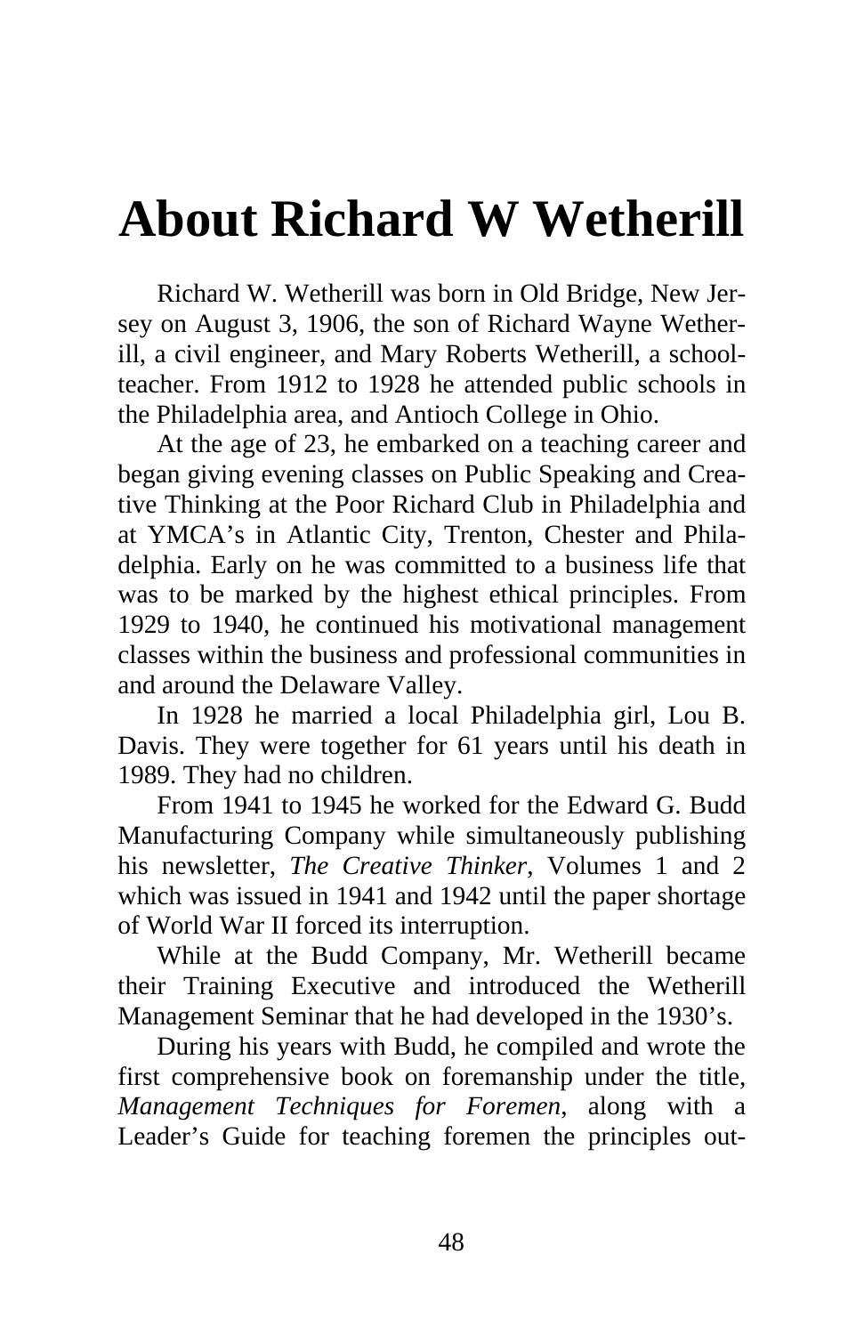# About Richard W Wetherill

Richard W. Wetherill was born in Old Bridge, New Jersey on August 3, 1906, the son of Richard Wayne Wetherill, a civil engineer, and Mary Roberts Wetherill, a schoolteacher. From 1912 to 1928 he attended public schools in the Philadelphia area, and Antioch College in Ohio.

At the age of 23, he embarked on a teaching career and began giving evening classes on Public Speaking and Creative Thinking at the Poor Richard Club in Philadelphia and at YMCA's in Atlantic City, Trenton, Chester and Philadelphia. Early on he was committed to a business life that was to be marked by the highest ethical principles. From 1929 to 1940, he continued his motivational management classes within the business and professional communities in and around the Delaware Valley.

In 1928 he married a local Philadelphia girl, Lou B. Davis. They were together for 61 years until his death in 1989. They had no children.

From 1941 to 1945 he worked for the Edward G. Budd Manufacturing Company while simultaneously publishing his newsletter, *The Creative Thinker*, Volumes 1 and 2 which was issued in 1941 and 1942 until the paper shortage of World War II forced its interruption.

While at the Budd Company, Mr. Wetherill became their Training Executive and introduced the Wetherill Management Seminar that he had developed in the 1930's.

During his years with Budd, he compiled and wrote the first comprehensive book on foremanship under the title, *Management Techniques for Foremen*, along with a Leader's Guide for teaching foremen the principles out-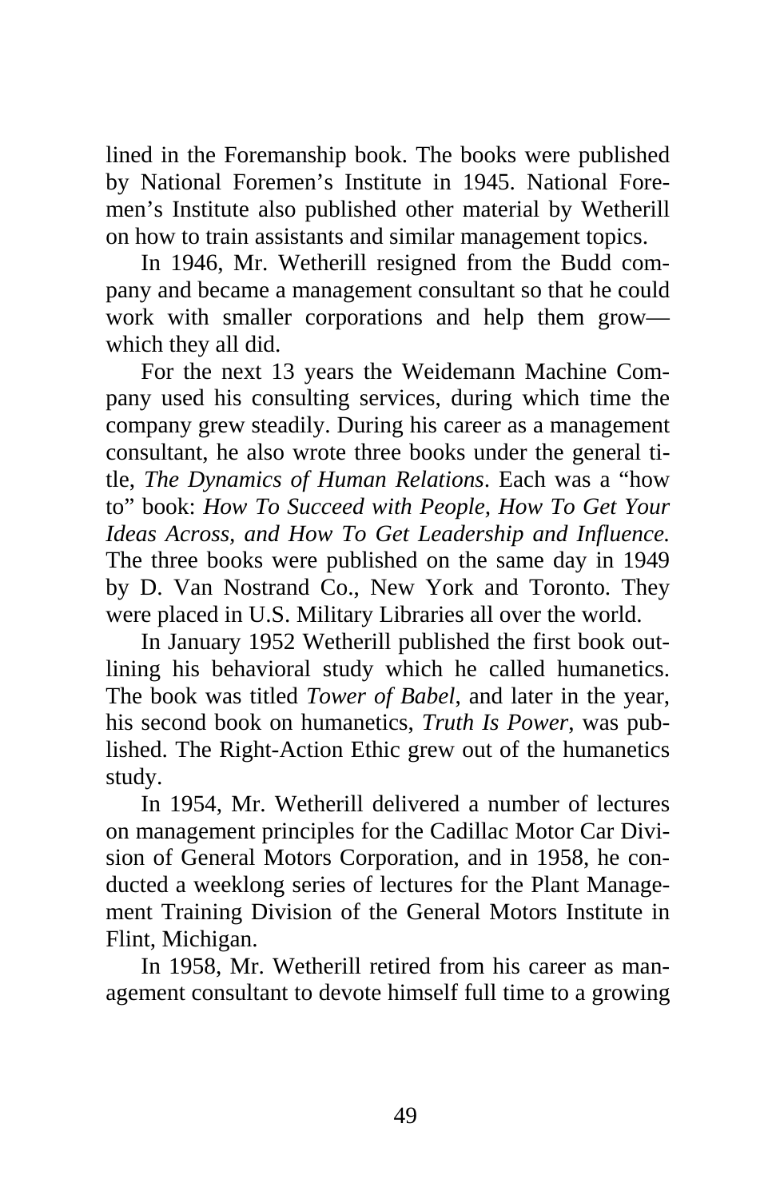lined in the Foremanship book. The books were published by National Foremen's Institute in 1945. National Foremen's Institute also published other material by Wetherill on how to train assistants and similar management topics.

In 1946, Mr. Wetherill resigned from the Budd company and became a management consultant so that he could work with smaller corporations and help them grow—which they all did.

For the next 13 years the Weidemann Machine Company used his consulting services, during which time the company grew steadily. During his career as a management consultant, he also wrote three books under the general title, *The Dynamics of Human Relations*. Each was a "how to" book: *How To Succeed with People, How To Get Your Ideas Across, and How To Get Leadership and Influence.* The three books were published on the same day in 1949 by D. Van Nostrand Co., New York and Toronto. They were placed in U.S. Military Libraries all over the world.

In January 1952 Wetherill published the first book outlining his behavioral study which he called humanetics. The book was titled *Tower of Babel*, and later in the year, his second book on humanetics, *Truth Is Power*, was published. The Right-Action Ethic grew out of the humanetics study.

In 1954, Mr. Wetherill delivered a number of lectures on management principles for the Cadillac Motor Car Division of General Motors Corporation, and in 1958, he conducted a weeklong series of lectures for the Plant Management Training Division of the General Motors Institute in Flint, Michigan.

In 1958, Mr. Wetherill retired from his career as management consultant to devote himself full time to a growing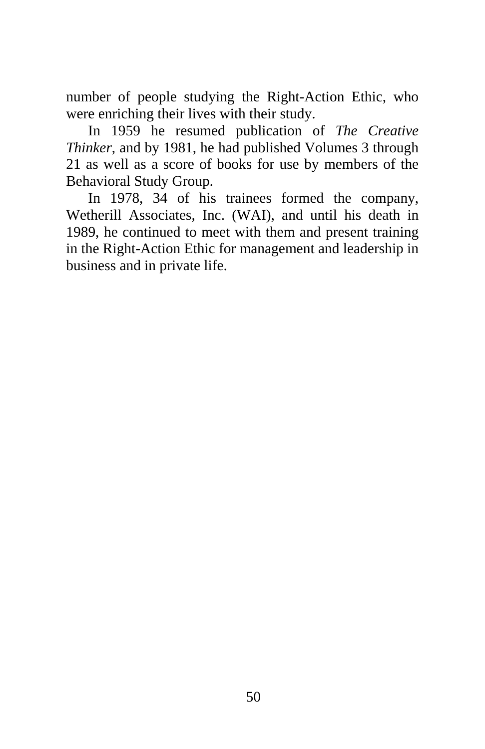number of people studying the Right-Action Ethic, who were enriching their lives with their study.

In 1959 he resumed publication of *The Creative Thinker*, and by 1981, he had published Volumes 3 through 21 as well as a score of books for use by members of the Behavioral Study Group.

In 1978, 34 of his trainees formed the company, Wetherill Associates, Inc. (WAI), and until his death in 1989, he continued to meet with them and present training in the Right-Action Ethic for management and leadership in business and in private life.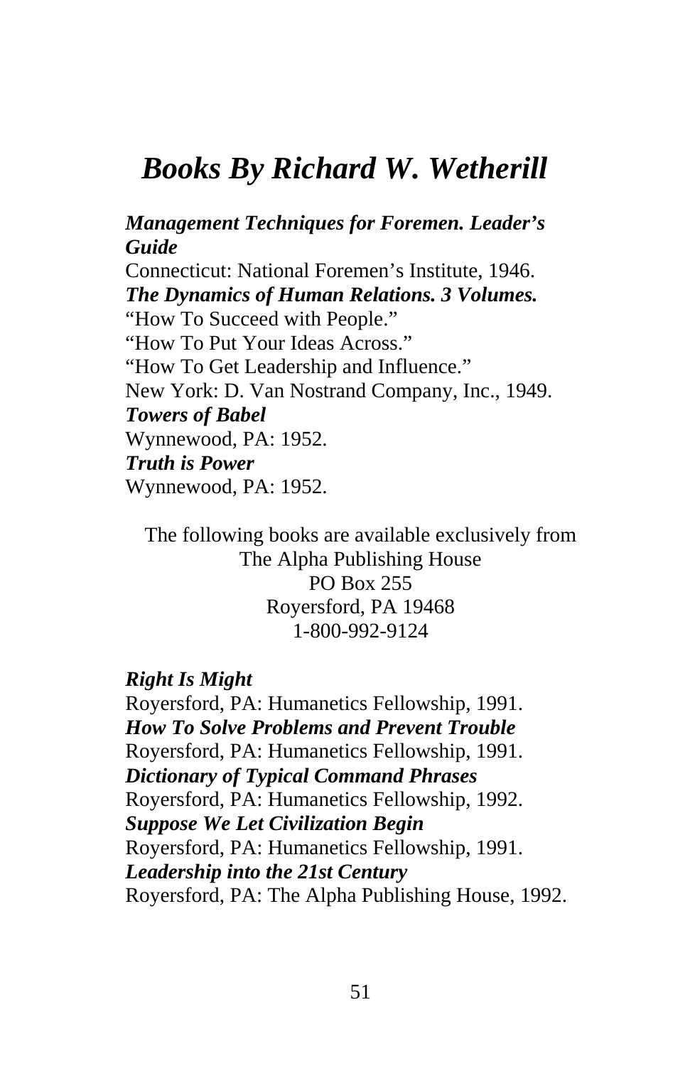# *Books By Richard W. Wetherill*

***Management Techniques for Foremen. Leader's Guide***
Connecticut: National Foremen's Institute, 1946.
***The Dynamics of Human Relations. 3 Volumes.***
"How To Succeed with People."
"How To Put Your Ideas Across."
"How To Get Leadership and Influence."
New York: D. Van Nostrand Company, Inc., 1949.
***Towers of Babel***
Wynnewood, PA: 1952.
***Truth is Power***
Wynnewood, PA: 1952.

The following books are available exclusively from
The Alpha Publishing House
PO Box 255
Royersford, PA 19468
1-800-992-9124

***Right Is Might***
Royersford, PA: Humanetics Fellowship, 1991.
***How To Solve Problems and Prevent Trouble***
Royersford, PA: Humanetics Fellowship, 1991.
***Dictionary of Typical Command Phrases***
Royersford, PA: Humanetics Fellowship, 1992.
***Suppose We Let Civilization Begin***
Royersford, PA: Humanetics Fellowship, 1991.
***Leadership into the 21st Century***
Royersford, PA: The Alpha Publishing House, 1992.